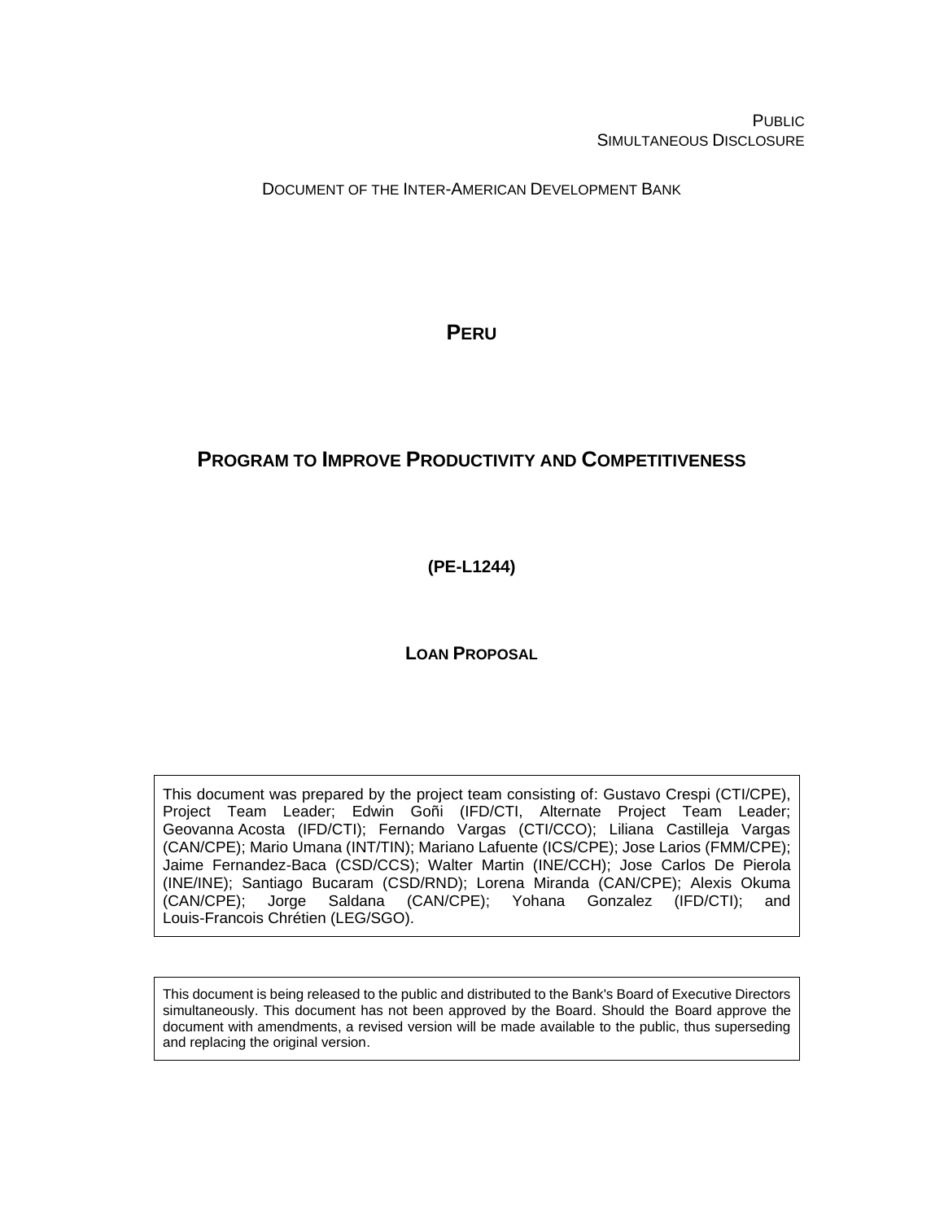PUBLIC
SIMULTANEOUS DISCLOSURE

DOCUMENT OF THE INTER-AMERICAN DEVELOPMENT BANK

# PERU

# PROGRAM TO IMPROVE PRODUCTIVITY AND COMPETITIVENESS

**(PE-L1244)**

**LOAN PROPOSAL**

This document was prepared by the project team consisting of: Gustavo Crespi (CTI/CPE), Project Team Leader; Edwin Goñi (IFD/CTI, Alternate Project Team Leader; Geovanna Acosta (IFD/CTI); Fernando Vargas (CTI/CCO); Liliana Castilleja Vargas (CAN/CPE); Mario Umana (INT/TIN); Mariano Lafuente (ICS/CPE); Jose Larios (FMM/CPE); Jaime Fernandez-Baca (CSD/CCS); Walter Martin (INE/CCH); Jose Carlos De Pierola (INE/INE); Santiago Bucaram (CSD/RND); Lorena Miranda (CAN/CPE); Alexis Okuma (CAN/CPE); Jorge Saldana (CAN/CPE); Yohana Gonzalez (IFD/CTI); and Louis-Francois Chrétien (LEG/SGO).

This document is being released to the public and distributed to the Bank's Board of Executive Directors simultaneously. This document has not been approved by the Board. Should the Board approve the document with amendments, a revised version will be made available to the public, thus superseding and replacing the original version.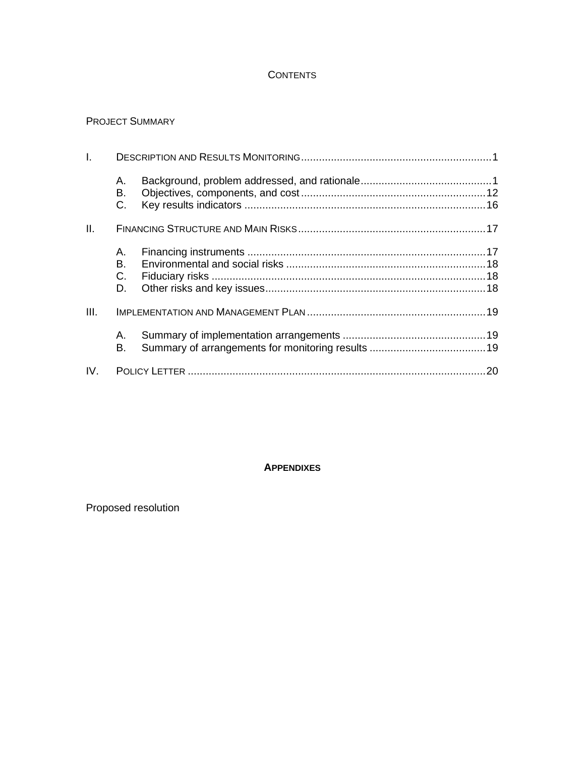# CONTENTS

PROJECT SUMMARY

I. DESCRIPTION AND RESULTS MONITORING ........ 1

   A. Background, problem addressed, and rationale ........ 1
   B. Objectives, components, and cost ........ 12
   C. Key results indicators ........ 16

II. FINANCING STRUCTURE AND MAIN RISKS ........ 17

   A. Financing instruments ........ 17
   B. Environmental and social risks ........ 18
   C. Fiduciary risks ........ 18
   D. Other risks and key issues ........ 18

III. IMPLEMENTATION AND MANAGEMENT PLAN ........ 19

   A. Summary of implementation arrangements ........ 19
   B. Summary of arrangements for monitoring results ........ 19

IV. POLICY LETTER ........ 20

## APPENDIXES

Proposed resolution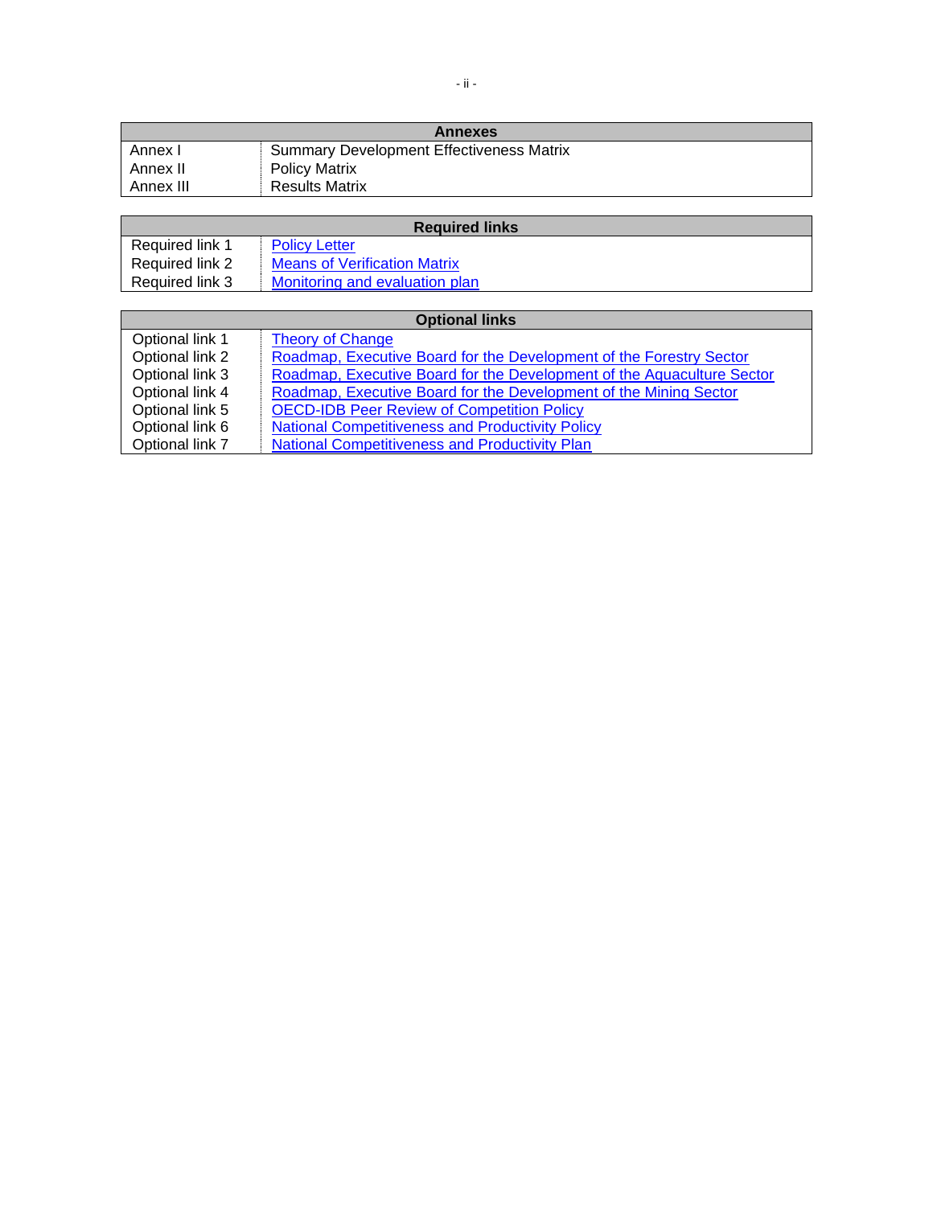| Annexes | |
|---|---|
| Annex I | Summary Development Effectiveness Matrix |
| Annex II | Policy Matrix |
| Annex III | Results Matrix |

| Required links | |
|---|---|
| Required link 1 | Policy Letter |
| Required link 2 | Means of Verification Matrix |
| Required link 3 | Monitoring and evaluation plan |

| Optional links | |
|---|---|
| Optional link 1 | Theory of Change |
| Optional link 2 | Roadmap, Executive Board for the Development of the Forestry Sector |
| Optional link 3 | Roadmap, Executive Board for the Development of the Aquaculture Sector |
| Optional link 4 | Roadmap, Executive Board for the Development of the Mining Sector |
| Optional link 5 | OECD-IDB Peer Review of Competition Policy |
| Optional link 6 | National Competitiveness and Productivity Policy |
| Optional link 7 | National Competitiveness and Productivity Plan |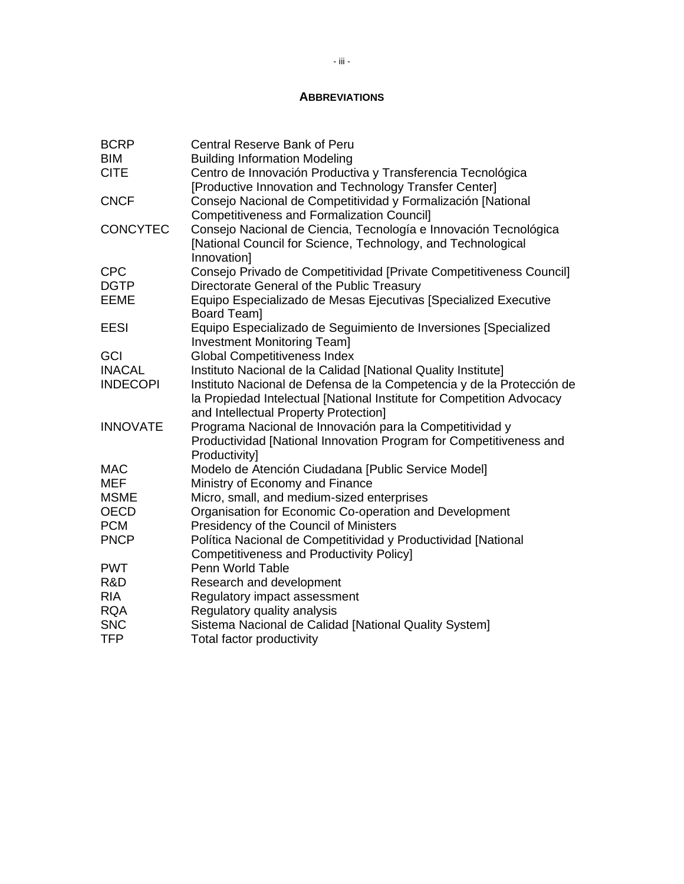## ABBREVIATIONS

| | |
|---|---|
| BCRP | Central Reserve Bank of Peru |
| BIM | Building Information Modeling |
| CITE | Centro de Innovación Productiva y Transferencia Tecnológica [Productive Innovation and Technology Transfer Center] |
| CNCF | Consejo Nacional de Competitividad y Formalización [National Competitiveness and Formalization Council] |
| CONCYTEC | Consejo Nacional de Ciencia, Tecnología e Innovación Tecnológica [National Council for Science, Technology, and Technological Innovation] |
| CPC | Consejo Privado de Competitividad [Private Competitiveness Council] |
| DGTP | Directorate General of the Public Treasury |
| EEME | Equipo Especializado de Mesas Ejecutivas [Specialized Executive Board Team] |
| EESI | Equipo Especializado de Seguimiento de Inversiones [Specialized Investment Monitoring Team] |
| GCI | Global Competitiveness Index |
| INACAL | Instituto Nacional de la Calidad [National Quality Institute] |
| INDECOPI | Instituto Nacional de Defensa de la Competencia y de la Protección de la Propiedad Intelectual [National Institute for Competition Advocacy and Intellectual Property Protection] |
| INNOVATE | Programa Nacional de Innovación para la Competitividad y Productividad [National Innovation Program for Competitiveness and Productivity] |
| MAC | Modelo de Atención Ciudadana [Public Service Model] |
| MEF | Ministry of Economy and Finance |
| MSME | Micro, small, and medium-sized enterprises |
| OECD | Organisation for Economic Co-operation and Development |
| PCM | Presidency of the Council of Ministers |
| PNCP | Política Nacional de Competitividad y Productividad [National Competitiveness and Productivity Policy] |
| PWT | Penn World Table |
| R&D | Research and development |
| RIA | Regulatory impact assessment |
| RQA | Regulatory quality analysis |
| SNC | Sistema Nacional de Calidad [National Quality System] |
| TFP | Total factor productivity |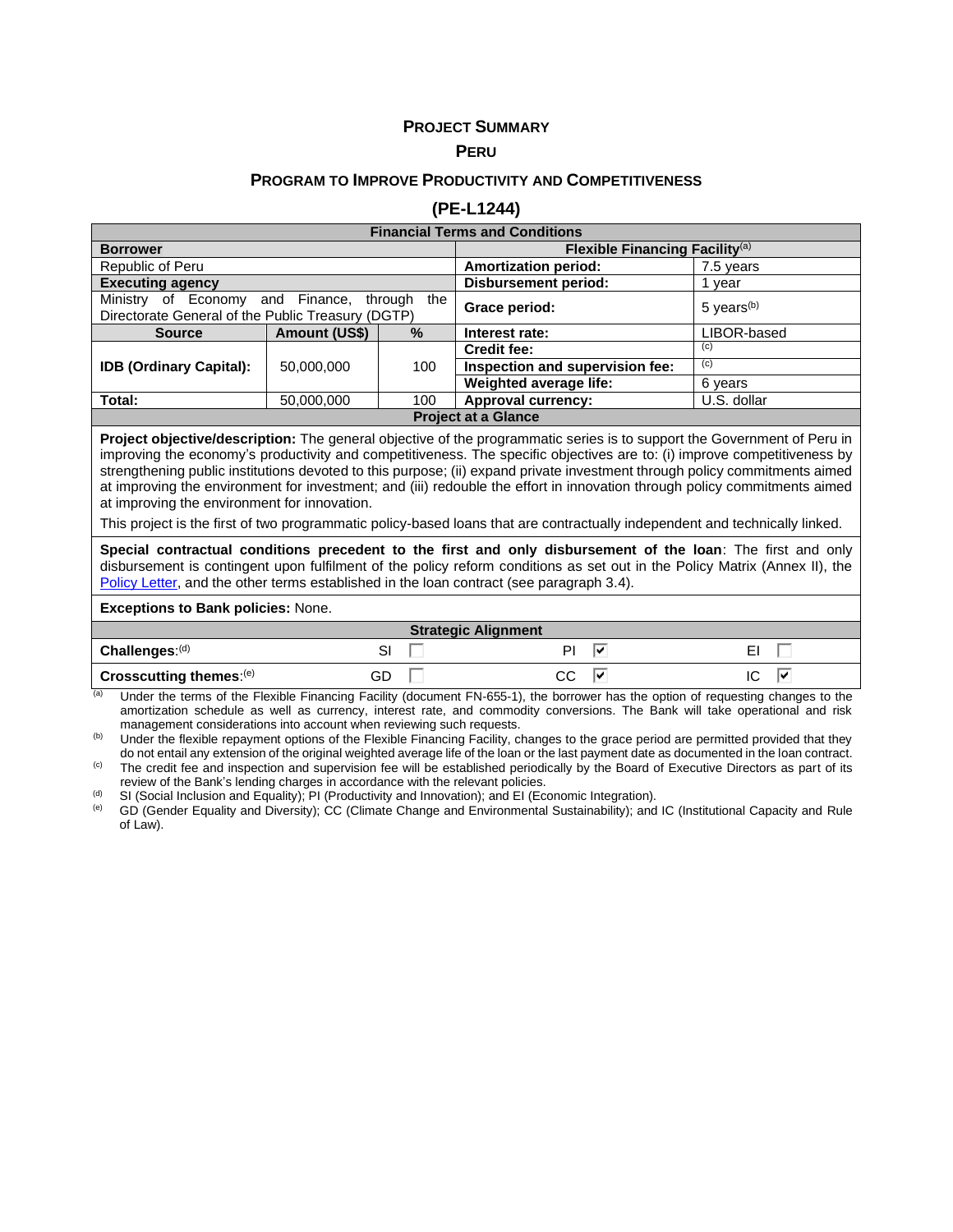# PROJECT SUMMARY

## PERU

## PROGRAM TO IMPROVE PRODUCTIVITY AND COMPETITIVENESS

## (PE-L1244)

| Financial Terms and Conditions | | | | |
|---|---|---|---|---|
| **Borrower** | | | **Flexible Financing Facility**[a] | |
| Republic of Peru | | | **Amortization period:** | 7.5 years |
| **Executing agency** | | | **Disbursement period:** | 1 year |
| Ministry of Economy and Finance, through the Directorate General of the Public Treasury (DGTP) | | | **Grace period:** | 5 years[b] |
| **Source** | **Amount (US$)** | **%** | **Interest rate:** | LIBOR-based |
| **IDB (Ordinary Capital):** | 50,000,000 | 100 | **Credit fee:** | [c] |
| | | | **Inspection and supervision fee:** | [c] |
| | | | **Weighted average life:** | 6 years |
| **Total:** | 50,000,000 | 100 | **Approval currency:** | U.S. dollar |

**Project at a Glance**

**Project objective/description:** The general objective of the programmatic series is to support the Government of Peru in improving the economy's productivity and competitiveness. The specific objectives are to: (i) improve competitiveness by strengthening public institutions devoted to this purpose; (ii) expand private investment through policy commitments aimed at improving the environment for investment; and (iii) redouble the effort in innovation through policy commitments aimed at improving the environment for innovation.

This project is the first of two programmatic policy-based loans that are contractually independent and technically linked.

**Special contractual conditions precedent to the first and only disbursement of the loan**: The first and only disbursement is contingent upon fulfilment of the policy reform conditions as set out in the Policy Matrix (Annex II), the Policy Letter, and the other terms established in the loan contract (see paragraph 3.4).

**Exceptions to Bank policies:** None.

**Strategic Alignment**

| | | | |
|---|---|---|---|
| **Challenges**:[d] | SI ☐ | PI ☑ | EI ☐ |
| **Crosscutting themes**:[e] | GD ☐ | CC ☑ | IC ☑ |

[a] Under the terms of the Flexible Financing Facility (document FN-655-1), the borrower has the option of requesting changes to the amortization schedule as well as currency, interest rate, and commodity conversions. The Bank will take operational and risk management considerations into account when reviewing such requests.

[b] Under the flexible repayment options of the Flexible Financing Facility, changes to the grace period are permitted provided that they do not entail any extension of the original weighted average life of the loan or the last payment date as documented in the loan contract.

[c] The credit fee and inspection and supervision fee will be established periodically by the Board of Executive Directors as part of its review of the Bank's lending charges in accordance with the relevant policies.

[d] SI (Social Inclusion and Equality); PI (Productivity and Innovation); and EI (Economic Integration).

[e] GD (Gender Equality and Diversity); CC (Climate Change and Environmental Sustainability); and IC (Institutional Capacity and Rule of Law).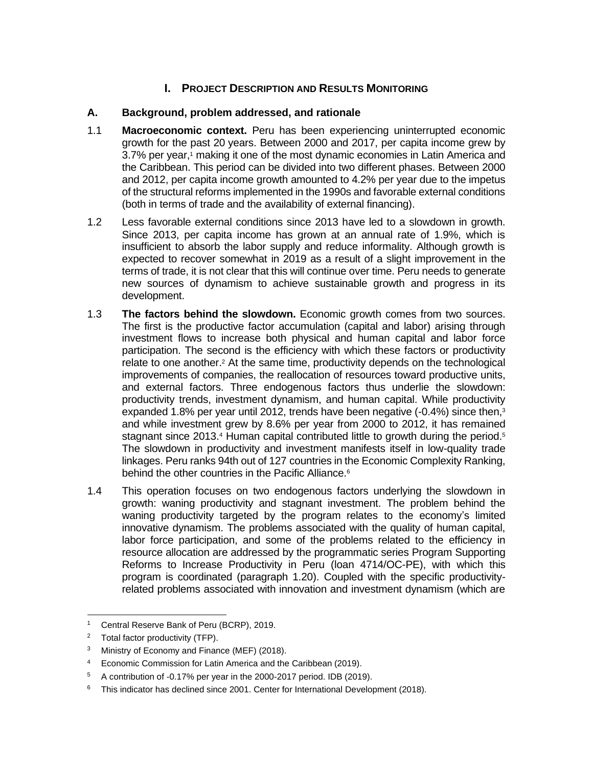# I. PROJECT DESCRIPTION AND RESULTS MONITORING

## A. Background, problem addressed, and rationale

1.1 **Macroeconomic context.** Peru has been experiencing uninterrupted economic growth for the past 20 years. Between 2000 and 2017, per capita income grew by 3.7% per year,[1] making it one of the most dynamic economies in Latin America and the Caribbean. This period can be divided into two different phases. Between 2000 and 2012, per capita income growth amounted to 4.2% per year due to the impetus of the structural reforms implemented in the 1990s and favorable external conditions (both in terms of trade and the availability of external financing).

1.2 Less favorable external conditions since 2013 have led to a slowdown in growth. Since 2013, per capita income has grown at an annual rate of 1.9%, which is insufficient to absorb the labor supply and reduce informality. Although growth is expected to recover somewhat in 2019 as a result of a slight improvement in the terms of trade, it is not clear that this will continue over time. Peru needs to generate new sources of dynamism to achieve sustainable growth and progress in its development.

1.3 **The factors behind the slowdown.** Economic growth comes from two sources. The first is the productive factor accumulation (capital and labor) arising through investment flows to increase both physical and human capital and labor force participation. The second is the efficiency with which these factors or productivity relate to one another.[2] At the same time, productivity depends on the technological improvements of companies, the reallocation of resources toward productive units, and external factors. Three endogenous factors thus underlie the slowdown: productivity trends, investment dynamism, and human capital. While productivity expanded 1.8% per year until 2012, trends have been negative (-0.4%) since then,[3] and while investment grew by 8.6% per year from 2000 to 2012, it has remained stagnant since 2013.[4] Human capital contributed little to growth during the period.[5] The slowdown in productivity and investment manifests itself in low-quality trade linkages. Peru ranks 94th out of 127 countries in the Economic Complexity Ranking, behind the other countries in the Pacific Alliance.[6]

1.4 This operation focuses on two endogenous factors underlying the slowdown in growth: waning productivity and stagnant investment. The problem behind the waning productivity targeted by the program relates to the economy's limited innovative dynamism. The problems associated with the quality of human capital, labor force participation, and some of the problems related to the efficiency in resource allocation are addressed by the programmatic series Program Supporting Reforms to Increase Productivity in Peru (loan 4714/OC-PE), with which this program is coordinated (paragraph 1.20). Coupled with the specific productivity-related problems associated with innovation and investment dynamism (which are

---

[1] Central Reserve Bank of Peru (BCRP), 2019.

[2] Total factor productivity (TFP).

[3] Ministry of Economy and Finance (MEF) (2018).

[4] Economic Commission for Latin America and the Caribbean (2019).

[5] A contribution of -0.17% per year in the 2000-2017 period. IDB (2019).

[6] This indicator has declined since 2001. Center for International Development (2018).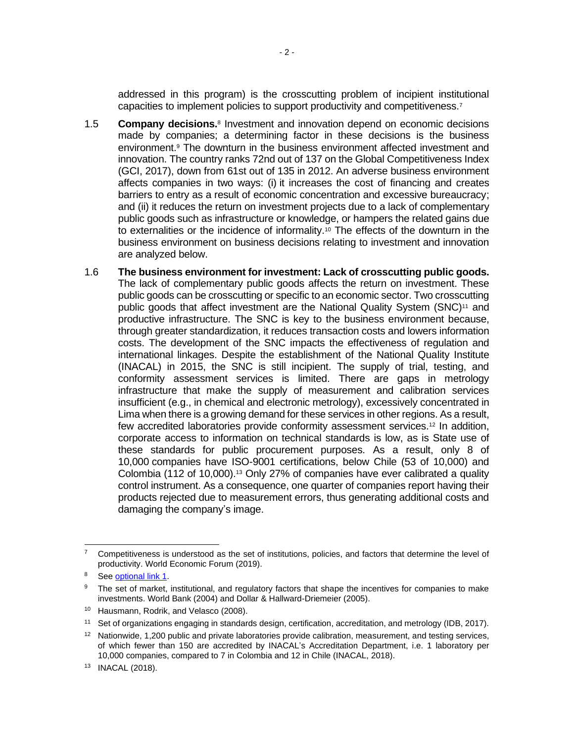addressed in this program) is the crosscutting problem of incipient institutional capacities to implement policies to support productivity and competitiveness.[7]

1.5 **Company decisions.**[8] Investment and innovation depend on economic decisions made by companies; a determining factor in these decisions is the business environment.[9] The downturn in the business environment affected investment and innovation. The country ranks 72nd out of 137 on the Global Competitiveness Index (GCI, 2017), down from 61st out of 135 in 2012. An adverse business environment affects companies in two ways: (i) it increases the cost of financing and creates barriers to entry as a result of economic concentration and excessive bureaucracy; and (ii) it reduces the return on investment projects due to a lack of complementary public goods such as infrastructure or knowledge, or hampers the related gains due to externalities or the incidence of informality.[10] The effects of the downturn in the business environment on business decisions relating to investment and innovation are analyzed below.

1.6 **The business environment for investment: Lack of crosscutting public goods.** The lack of complementary public goods affects the return on investment. These public goods can be crosscutting or specific to an economic sector. Two crosscutting public goods that affect investment are the National Quality System (SNC)[11] and productive infrastructure. The SNC is key to the business environment because, through greater standardization, it reduces transaction costs and lowers information costs. The development of the SNC impacts the effectiveness of regulation and international linkages. Despite the establishment of the National Quality Institute (INACAL) in 2015, the SNC is still incipient. The supply of trial, testing, and conformity assessment services is limited. There are gaps in metrology infrastructure that make the supply of measurement and calibration services insufficient (e.g., in chemical and electronic metrology), excessively concentrated in Lima when there is a growing demand for these services in other regions. As a result, few accredited laboratories provide conformity assessment services.[12] In addition, corporate access to information on technical standards is low, as is State use of these standards for public procurement purposes. As a result, only 8 of 10,000 companies have ISO-9001 certifications, below Chile (53 of 10,000) and Colombia (112 of 10,000).[13] Only 27% of companies have ever calibrated a quality control instrument. As a consequence, one quarter of companies report having their products rejected due to measurement errors, thus generating additional costs and damaging the company's image.

---

[7] Competitiveness is understood as the set of institutions, policies, and factors that determine the level of productivity. World Economic Forum (2019).

[8] See optional link 1.

[9] The set of market, institutional, and regulatory factors that shape the incentives for companies to make investments. World Bank (2004) and Dollar & Hallward-Driemeier (2005).

[10] Hausmann, Rodrik, and Velasco (2008).

[11] Set of organizations engaging in standards design, certification, accreditation, and metrology (IDB, 2017).

[12] Nationwide, 1,200 public and private laboratories provide calibration, measurement, and testing services, of which fewer than 150 are accredited by INACAL's Accreditation Department, i.e. 1 laboratory per 10,000 companies, compared to 7 in Colombia and 12 in Chile (INACAL, 2018).

[13] INACAL (2018).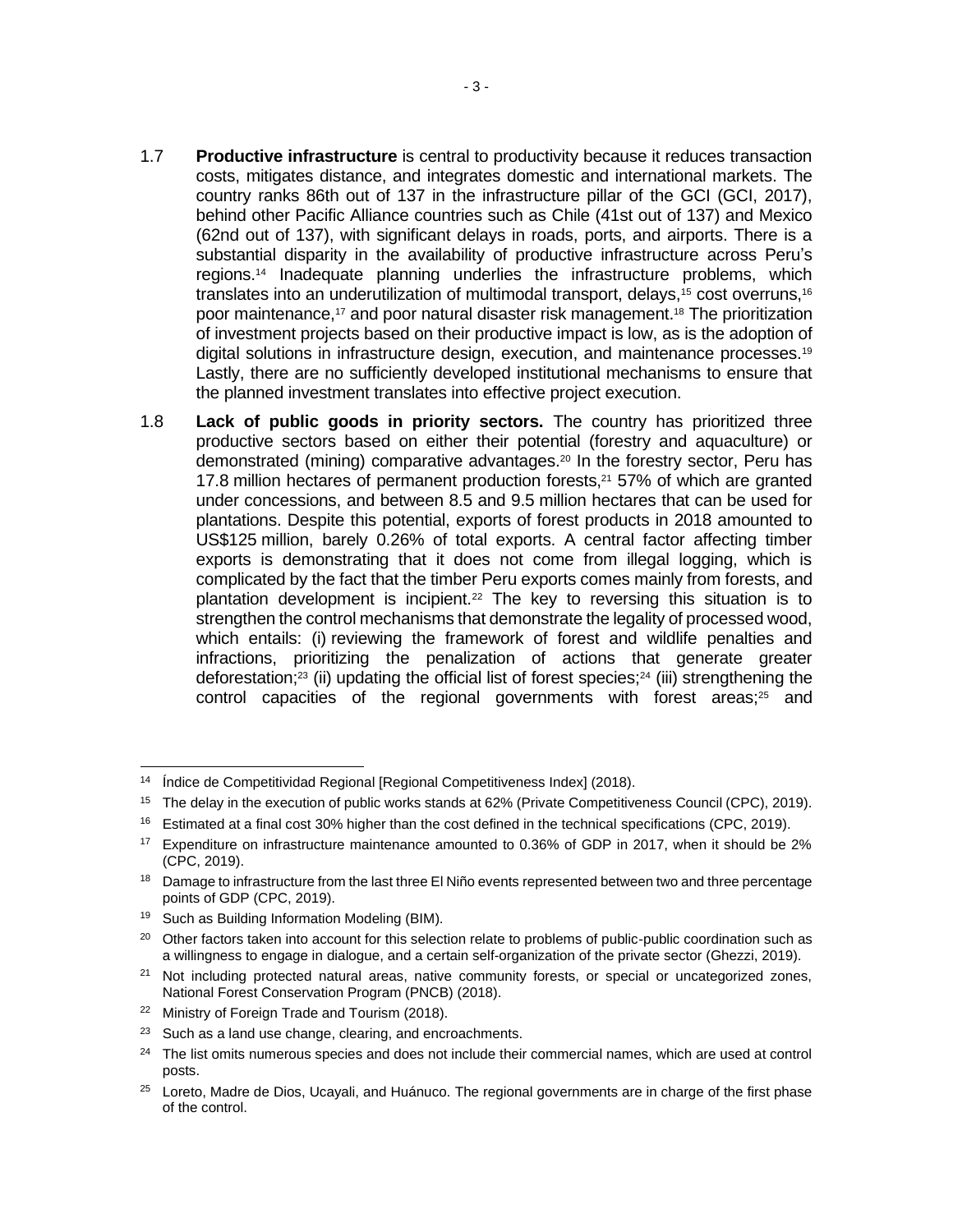1.7 **Productive infrastructure** is central to productivity because it reduces transaction costs, mitigates distance, and integrates domestic and international markets. The country ranks 86th out of 137 in the infrastructure pillar of the GCI (GCI, 2017), behind other Pacific Alliance countries such as Chile (41st out of 137) and Mexico (62nd out of 137), with significant delays in roads, ports, and airports. There is a substantial disparity in the availability of productive infrastructure across Peru's regions.[14] Inadequate planning underlies the infrastructure problems, which translates into an underutilization of multimodal transport, delays,[15] cost overruns,[16] poor maintenance,[17] and poor natural disaster risk management.[18] The prioritization of investment projects based on their productive impact is low, as is the adoption of digital solutions in infrastructure design, execution, and maintenance processes.[19] Lastly, there are no sufficiently developed institutional mechanisms to ensure that the planned investment translates into effective project execution.

1.8 **Lack of public goods in priority sectors.** The country has prioritized three productive sectors based on either their potential (forestry and aquaculture) or demonstrated (mining) comparative advantages.[20] In the forestry sector, Peru has 17.8 million hectares of permanent production forests,[21] 57% of which are granted under concessions, and between 8.5 and 9.5 million hectares that can be used for plantations. Despite this potential, exports of forest products in 2018 amounted to US$125 million, barely 0.26% of total exports. A central factor affecting timber exports is demonstrating that it does not come from illegal logging, which is complicated by the fact that the timber Peru exports comes mainly from forests, and plantation development is incipient.[22] The key to reversing this situation is to strengthen the control mechanisms that demonstrate the legality of processed wood, which entails: (i) reviewing the framework of forest and wildlife penalties and infractions, prioritizing the penalization of actions that generate greater deforestation;[23] (ii) updating the official list of forest species;[24] (iii) strengthening the control capacities of the regional governments with forest areas;[25] and

---

[14] Índice de Competitividad Regional [Regional Competitiveness Index] (2018).

[15] The delay in the execution of public works stands at 62% (Private Competitiveness Council (CPC), 2019).

[16] Estimated at a final cost 30% higher than the cost defined in the technical specifications (CPC, 2019).

[17] Expenditure on infrastructure maintenance amounted to 0.36% of GDP in 2017, when it should be 2% (CPC, 2019).

[18] Damage to infrastructure from the last three El Niño events represented between two and three percentage points of GDP (CPC, 2019).

[19] Such as Building Information Modeling (BIM).

[20] Other factors taken into account for this selection relate to problems of public-public coordination such as a willingness to engage in dialogue, and a certain self-organization of the private sector (Ghezzi, 2019).

[21] Not including protected natural areas, native community forests, or special or uncategorized zones, National Forest Conservation Program (PNCB) (2018).

[22] Ministry of Foreign Trade and Tourism (2018).

[23] Such as a land use change, clearing, and encroachments.

[24] The list omits numerous species and does not include their commercial names, which are used at control posts.

[25] Loreto, Madre de Dios, Ucayali, and Huánuco. The regional governments are in charge of the first phase of the control.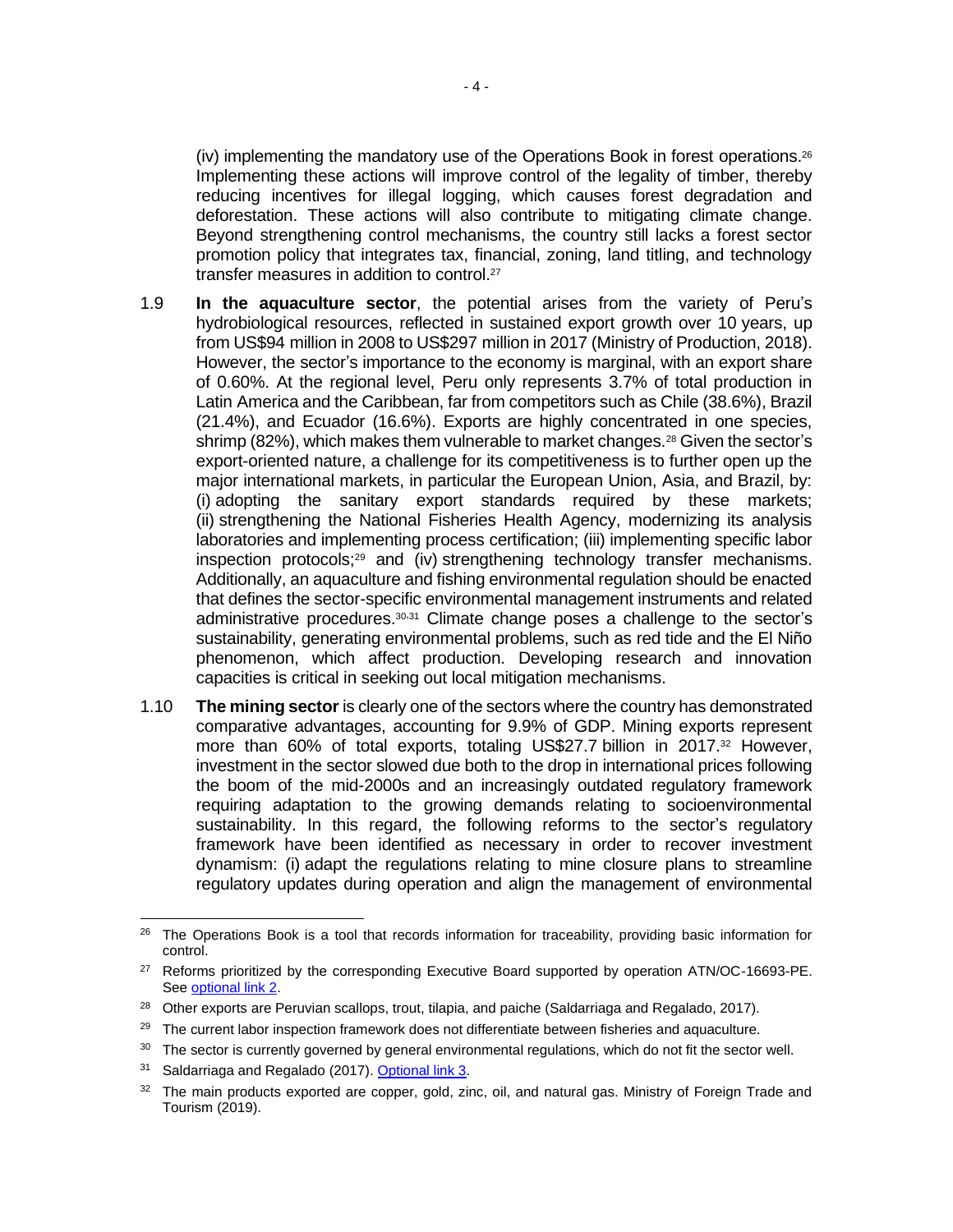(iv) implementing the mandatory use of the Operations Book in forest operations.[26] Implementing these actions will improve control of the legality of timber, thereby reducing incentives for illegal logging, which causes forest degradation and deforestation. These actions will also contribute to mitigating climate change. Beyond strengthening control mechanisms, the country still lacks a forest sector promotion policy that integrates tax, financial, zoning, land titling, and technology transfer measures in addition to control.[27]

1.9 **In the aquaculture sector**, the potential arises from the variety of Peru's hydrobiological resources, reflected in sustained export growth over 10 years, up from US$94 million in 2008 to US$297 million in 2017 (Ministry of Production, 2018). However, the sector's importance to the economy is marginal, with an export share of 0.60%. At the regional level, Peru only represents 3.7% of total production in Latin America and the Caribbean, far from competitors such as Chile (38.6%), Brazil (21.4%), and Ecuador (16.6%). Exports are highly concentrated in one species, shrimp (82%), which makes them vulnerable to market changes.[28] Given the sector's export-oriented nature, a challenge for its competitiveness is to further open up the major international markets, in particular the European Union, Asia, and Brazil, by: (i) adopting the sanitary export standards required by these markets; (ii) strengthening the National Fisheries Health Agency, modernizing its analysis laboratories and implementing process certification; (iii) implementing specific labor inspection protocols;[29] and (iv) strengthening technology transfer mechanisms. Additionally, an aquaculture and fishing environmental regulation should be enacted that defines the sector-specific environmental management instruments and related administrative procedures.[30,31] Climate change poses a challenge to the sector's sustainability, generating environmental problems, such as red tide and the El Niño phenomenon, which affect production. Developing research and innovation capacities is critical in seeking out local mitigation mechanisms.

1.10 **The mining sector** is clearly one of the sectors where the country has demonstrated comparative advantages, accounting for 9.9% of GDP. Mining exports represent more than 60% of total exports, totaling US$27.7 billion in 2017.[32] However, investment in the sector slowed due both to the drop in international prices following the boom of the mid-2000s and an increasingly outdated regulatory framework requiring adaptation to the growing demands relating to socioenvironmental sustainability. In this regard, the following reforms to the sector's regulatory framework have been identified as necessary in order to recover investment dynamism: (i) adapt the regulations relating to mine closure plans to streamline regulatory updates during operation and align the management of environmental

---

[26] The Operations Book is a tool that records information for traceability, providing basic information for control.

[27] Reforms prioritized by the corresponding Executive Board supported by operation ATN/OC-16693-PE. See optional link 2.

[28] Other exports are Peruvian scallops, trout, tilapia, and paiche (Saldarriaga and Regalado, 2017).

[29] The current labor inspection framework does not differentiate between fisheries and aquaculture.

[30] The sector is currently governed by general environmental regulations, which do not fit the sector well.

[31] Saldarriaga and Regalado (2017). Optional link 3.

[32] The main products exported are copper, gold, zinc, oil, and natural gas. Ministry of Foreign Trade and Tourism (2019).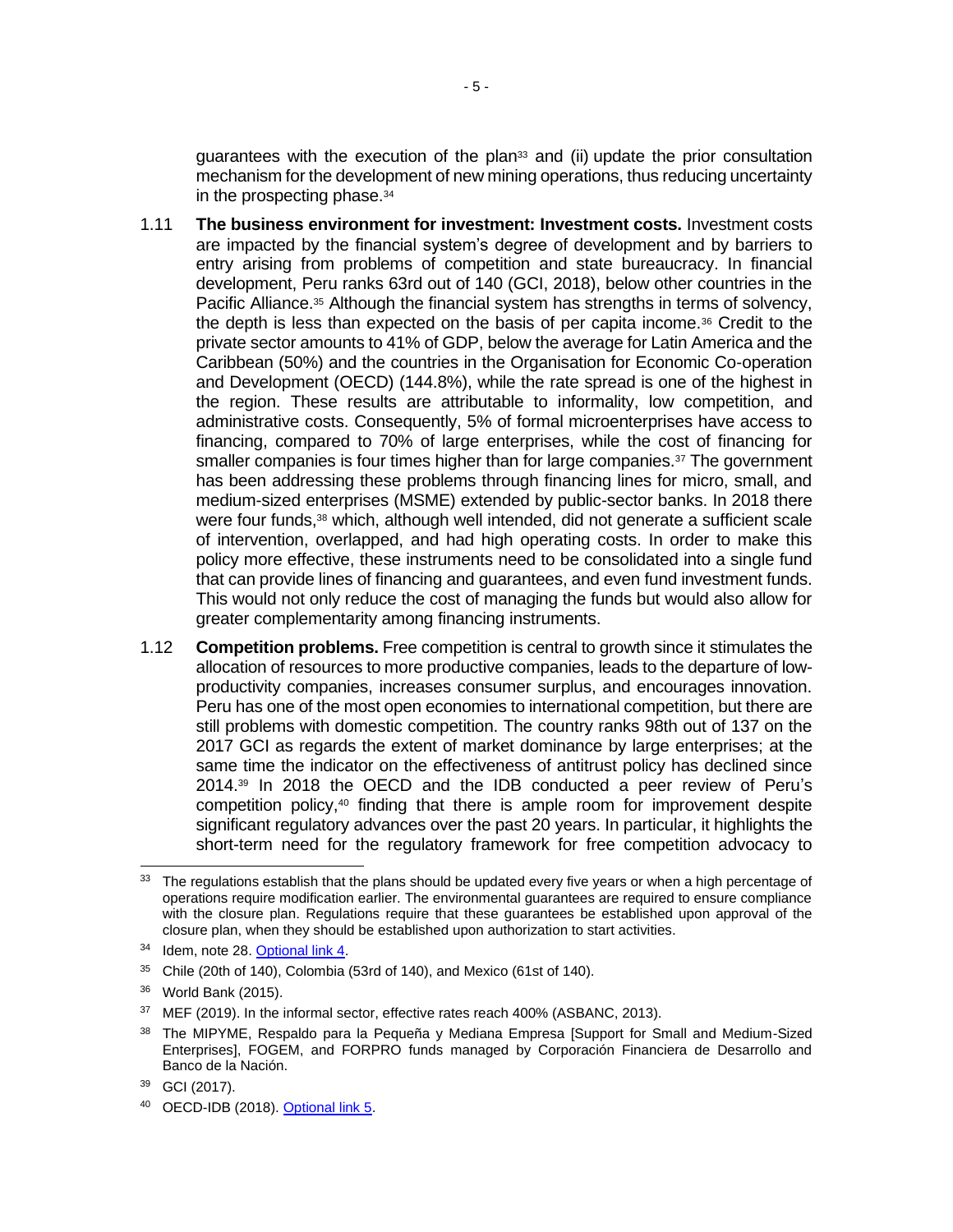guarantees with the execution of the plan[33] and (ii) update the prior consultation mechanism for the development of new mining operations, thus reducing uncertainty in the prospecting phase.[34]

1.11 **The business environment for investment: Investment costs.** Investment costs are impacted by the financial system's degree of development and by barriers to entry arising from problems of competition and state bureaucracy. In financial development, Peru ranks 63rd out of 140 (GCI, 2018), below other countries in the Pacific Alliance.[35] Although the financial system has strengths in terms of solvency, the depth is less than expected on the basis of per capita income.[36] Credit to the private sector amounts to 41% of GDP, below the average for Latin America and the Caribbean (50%) and the countries in the Organisation for Economic Co-operation and Development (OECD) (144.8%), while the rate spread is one of the highest in the region. These results are attributable to informality, low competition, and administrative costs. Consequently, 5% of formal microenterprises have access to financing, compared to 70% of large enterprises, while the cost of financing for smaller companies is four times higher than for large companies.[37] The government has been addressing these problems through financing lines for micro, small, and medium-sized enterprises (MSME) extended by public-sector banks. In 2018 there were four funds,[38] which, although well intended, did not generate a sufficient scale of intervention, overlapped, and had high operating costs. In order to make this policy more effective, these instruments need to be consolidated into a single fund that can provide lines of financing and guarantees, and even fund investment funds. This would not only reduce the cost of managing the funds but would also allow for greater complementarity among financing instruments.

1.12 **Competition problems.** Free competition is central to growth since it stimulates the allocation of resources to more productive companies, leads to the departure of low-productivity companies, increases consumer surplus, and encourages innovation. Peru has one of the most open economies to international competition, but there are still problems with domestic competition. The country ranks 98th out of 137 on the 2017 GCI as regards the extent of market dominance by large enterprises; at the same time the indicator on the effectiveness of antitrust policy has declined since 2014.[39] In 2018 the OECD and the IDB conducted a peer review of Peru's competition policy,[40] finding that there is ample room for improvement despite significant regulatory advances over the past 20 years. In particular, it highlights the short-term need for the regulatory framework for free competition advocacy to

---

[33] The regulations establish that the plans should be updated every five years or when a high percentage of operations require modification earlier. The environmental guarantees are required to ensure compliance with the closure plan. Regulations require that these guarantees be established upon approval of the closure plan, when they should be established upon authorization to start activities.

[34] Idem, note 28. Optional link 4.

[35] Chile (20th of 140), Colombia (53rd of 140), and Mexico (61st of 140).

[36] World Bank (2015).

[37] MEF (2019). In the informal sector, effective rates reach 400% (ASBANC, 2013).

[38] The MIPYME, Respaldo para la Pequeña y Mediana Empresa [Support for Small and Medium-Sized Enterprises], FOGEM, and FORPRO funds managed by Corporación Financiera de Desarrollo and Banco de la Nación.

[39] GCI (2017).

[40] OECD-IDB (2018). Optional link 5.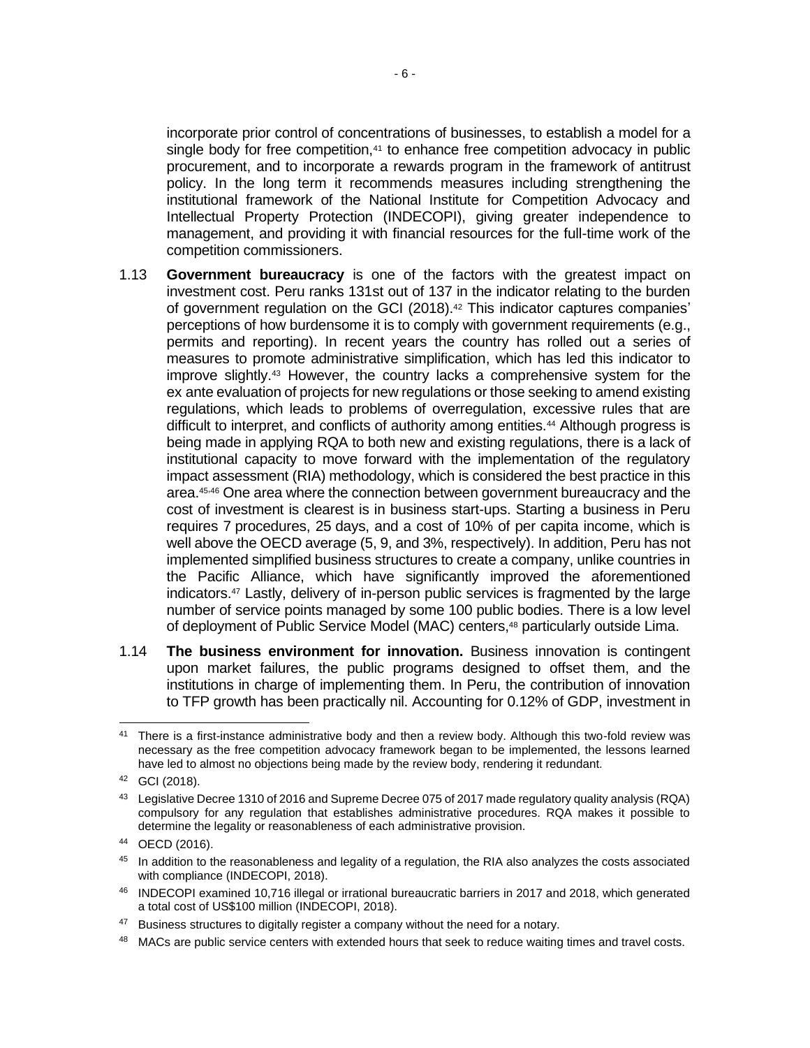incorporate prior control of concentrations of businesses, to establish a model for a single body for free competition,[41] to enhance free competition advocacy in public procurement, and to incorporate a rewards program in the framework of antitrust policy. In the long term it recommends measures including strengthening the institutional framework of the National Institute for Competition Advocacy and Intellectual Property Protection (INDECOPI), giving greater independence to management, and providing it with financial resources for the full-time work of the competition commissioners.

1.13 **Government bureaucracy** is one of the factors with the greatest impact on investment cost. Peru ranks 131st out of 137 in the indicator relating to the burden of government regulation on the GCI (2018).[42] This indicator captures companies' perceptions of how burdensome it is to comply with government requirements (e.g., permits and reporting). In recent years the country has rolled out a series of measures to promote administrative simplification, which has led this indicator to improve slightly.[43] However, the country lacks a comprehensive system for the ex ante evaluation of projects for new regulations or those seeking to amend existing regulations, which leads to problems of overregulation, excessive rules that are difficult to interpret, and conflicts of authority among entities.[44] Although progress is being made in applying RQA to both new and existing regulations, there is a lack of institutional capacity to move forward with the implementation of the regulatory impact assessment (RIA) methodology, which is considered the best practice in this area.[45,46] One area where the connection between government bureaucracy and the cost of investment is clearest is in business start-ups. Starting a business in Peru requires 7 procedures, 25 days, and a cost of 10% of per capita income, which is well above the OECD average (5, 9, and 3%, respectively). In addition, Peru has not implemented simplified business structures to create a company, unlike countries in the Pacific Alliance, which have significantly improved the aforementioned indicators.[47] Lastly, delivery of in-person public services is fragmented by the large number of service points managed by some 100 public bodies. There is a low level of deployment of Public Service Model (MAC) centers,[48] particularly outside Lima.

1.14 **The business environment for innovation.** Business innovation is contingent upon market failures, the public programs designed to offset them, and the institutions in charge of implementing them. In Peru, the contribution of innovation to TFP growth has been practically nil. Accounting for 0.12% of GDP, investment in

---

[41] There is a first-instance administrative body and then a review body. Although this two-fold review was necessary as the free competition advocacy framework began to be implemented, the lessons learned have led to almost no objections being made by the review body, rendering it redundant.

[42] GCI (2018).

[43] Legislative Decree 1310 of 2016 and Supreme Decree 075 of 2017 made regulatory quality analysis (RQA) compulsory for any regulation that establishes administrative procedures. RQA makes it possible to determine the legality or reasonableness of each administrative provision.

[44] OECD (2016).

[45] In addition to the reasonableness and legality of a regulation, the RIA also analyzes the costs associated with compliance (INDECOPI, 2018).

[46] INDECOPI examined 10,716 illegal or irrational bureaucratic barriers in 2017 and 2018, which generated a total cost of US$100 million (INDECOPI, 2018).

[47] Business structures to digitally register a company without the need for a notary.

[48] MACs are public service centers with extended hours that seek to reduce waiting times and travel costs.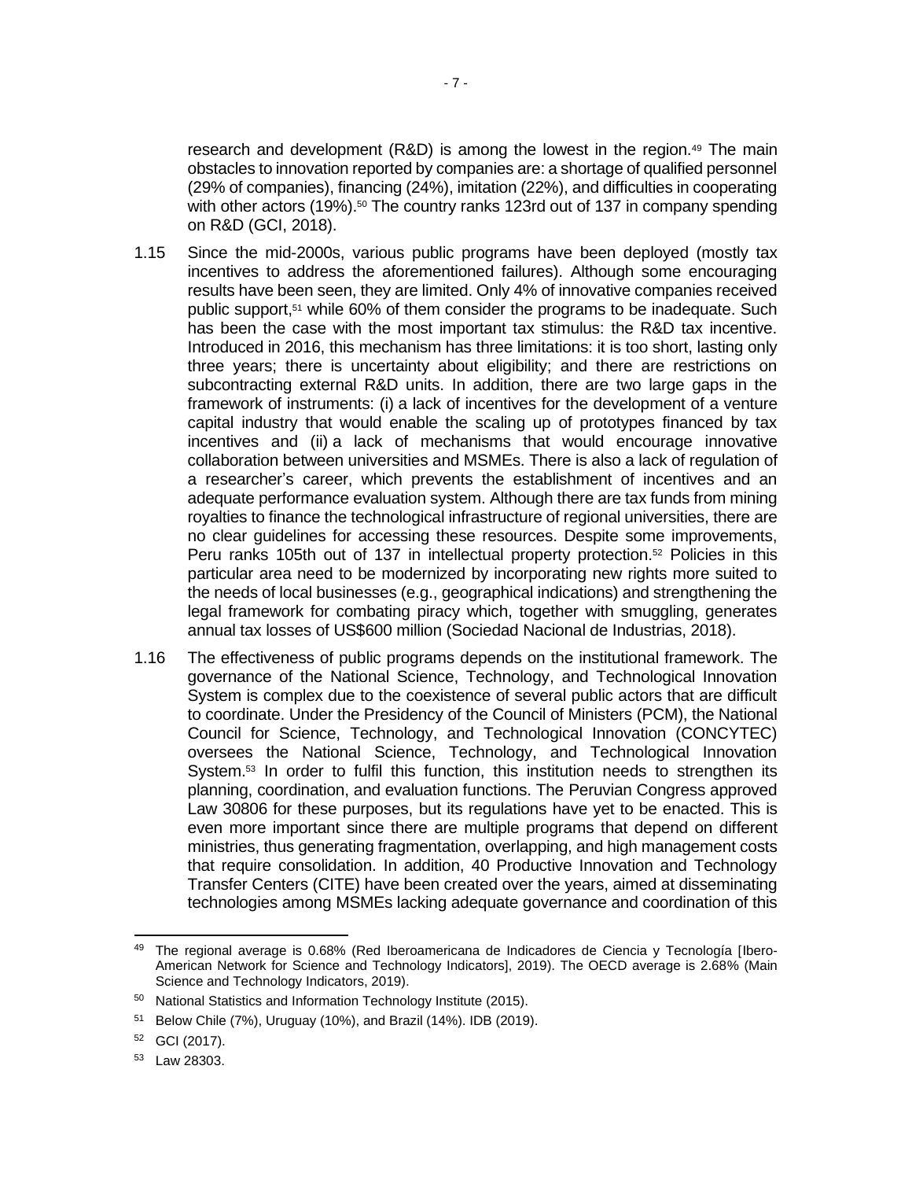research and development (R&D) is among the lowest in the region.[49] The main obstacles to innovation reported by companies are: a shortage of qualified personnel (29% of companies), financing (24%), imitation (22%), and difficulties in cooperating with other actors (19%).[50] The country ranks 123rd out of 137 in company spending on R&D (GCI, 2018).

1.15 Since the mid-2000s, various public programs have been deployed (mostly tax incentives to address the aforementioned failures). Although some encouraging results have been seen, they are limited. Only 4% of innovative companies received public support,[51] while 60% of them consider the programs to be inadequate. Such has been the case with the most important tax stimulus: the R&D tax incentive. Introduced in 2016, this mechanism has three limitations: it is too short, lasting only three years; there is uncertainty about eligibility; and there are restrictions on subcontracting external R&D units. In addition, there are two large gaps in the framework of instruments: (i) a lack of incentives for the development of a venture capital industry that would enable the scaling up of prototypes financed by tax incentives and (ii) a lack of mechanisms that would encourage innovative collaboration between universities and MSMEs. There is also a lack of regulation of a researcher's career, which prevents the establishment of incentives and an adequate performance evaluation system. Although there are tax funds from mining royalties to finance the technological infrastructure of regional universities, there are no clear guidelines for accessing these resources. Despite some improvements, Peru ranks 105th out of 137 in intellectual property protection.[52] Policies in this particular area need to be modernized by incorporating new rights more suited to the needs of local businesses (e.g., geographical indications) and strengthening the legal framework for combating piracy which, together with smuggling, generates annual tax losses of US$600 million (Sociedad Nacional de Industrias, 2018).

1.16 The effectiveness of public programs depends on the institutional framework. The governance of the National Science, Technology, and Technological Innovation System is complex due to the coexistence of several public actors that are difficult to coordinate. Under the Presidency of the Council of Ministers (PCM), the National Council for Science, Technology, and Technological Innovation (CONCYTEC) oversees the National Science, Technology, and Technological Innovation System.[53] In order to fulfil this function, this institution needs to strengthen its planning, coordination, and evaluation functions. The Peruvian Congress approved Law 30806 for these purposes, but its regulations have yet to be enacted. This is even more important since there are multiple programs that depend on different ministries, thus generating fragmentation, overlapping, and high management costs that require consolidation. In addition, 40 Productive Innovation and Technology Transfer Centers (CITE) have been created over the years, aimed at disseminating technologies among MSMEs lacking adequate governance and coordination of this

---

[49] The regional average is 0.68% (Red Iberoamericana de Indicadores de Ciencia y Tecnología [Ibero-American Network for Science and Technology Indicators], 2019). The OECD average is 2.68% (Main Science and Technology Indicators, 2019).

[50] National Statistics and Information Technology Institute (2015).

[51] Below Chile (7%), Uruguay (10%), and Brazil (14%). IDB (2019).

[52] GCI (2017).

[53] Law 28303.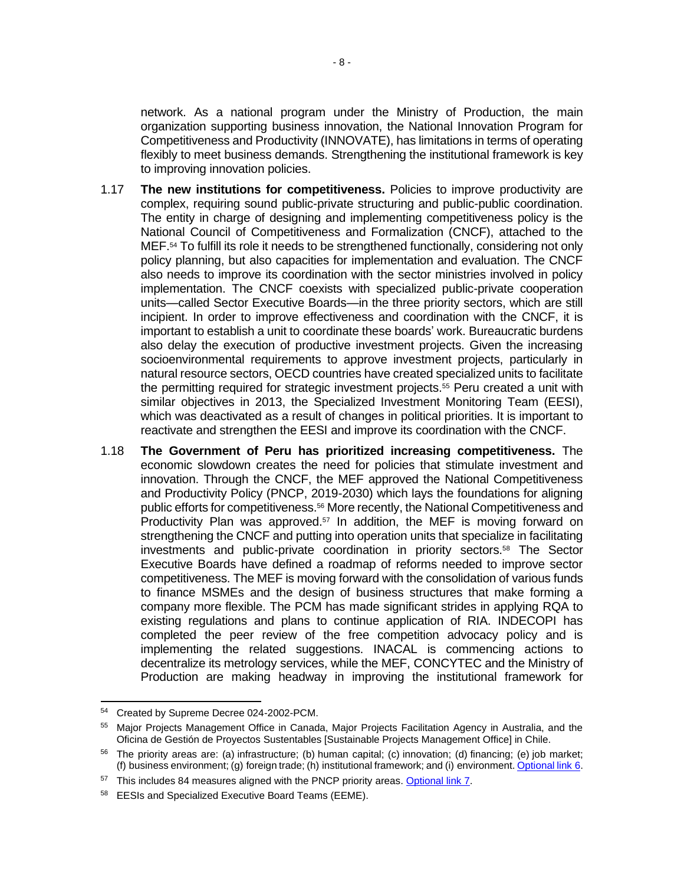network. As a national program under the Ministry of Production, the main organization supporting business innovation, the National Innovation Program for Competitiveness and Productivity (INNOVATE), has limitations in terms of operating flexibly to meet business demands. Strengthening the institutional framework is key to improving innovation policies.

1.17 **The new institutions for competitiveness.** Policies to improve productivity are complex, requiring sound public-private structuring and public-public coordination. The entity in charge of designing and implementing competitiveness policy is the National Council of Competitiveness and Formalization (CNCF), attached to the MEF.[54] To fulfill its role it needs to be strengthened functionally, considering not only policy planning, but also capacities for implementation and evaluation. The CNCF also needs to improve its coordination with the sector ministries involved in policy implementation. The CNCF coexists with specialized public-private cooperation units—called Sector Executive Boards—in the three priority sectors, which are still incipient. In order to improve effectiveness and coordination with the CNCF, it is important to establish a unit to coordinate these boards' work. Bureaucratic burdens also delay the execution of productive investment projects. Given the increasing socioenvironmental requirements to approve investment projects, particularly in natural resource sectors, OECD countries have created specialized units to facilitate the permitting required for strategic investment projects.[55] Peru created a unit with similar objectives in 2013, the Specialized Investment Monitoring Team (EESI), which was deactivated as a result of changes in political priorities. It is important to reactivate and strengthen the EESI and improve its coordination with the CNCF.

1.18 **The Government of Peru has prioritized increasing competitiveness.** The economic slowdown creates the need for policies that stimulate investment and innovation. Through the CNCF, the MEF approved the National Competitiveness and Productivity Policy (PNCP, 2019-2030) which lays the foundations for aligning public efforts for competitiveness.[56] More recently, the National Competitiveness and Productivity Plan was approved.[57] In addition, the MEF is moving forward on strengthening the CNCF and putting into operation units that specialize in facilitating investments and public-private coordination in priority sectors.[58] The Sector Executive Boards have defined a roadmap of reforms needed to improve sector competitiveness. The MEF is moving forward with the consolidation of various funds to finance MSMEs and the design of business structures that make forming a company more flexible. The PCM has made significant strides in applying RQA to existing regulations and plans to continue application of RIA. INDECOPI has completed the peer review of the free competition advocacy policy and is implementing the related suggestions. INACAL is commencing actions to decentralize its metrology services, while the MEF, CONCYTEC and the Ministry of Production are making headway in improving the institutional framework for

---

[54] Created by Supreme Decree 024-2002-PCM.

[55] Major Projects Management Office in Canada, Major Projects Facilitation Agency in Australia, and the Oficina de Gestión de Proyectos Sustentables [Sustainable Projects Management Office] in Chile.

[56] The priority areas are: (a) infrastructure; (b) human capital; (c) innovation; (d) financing; (e) job market; (f) business environment; (g) foreign trade; (h) institutional framework; and (i) environment. Optional link 6.

[57] This includes 84 measures aligned with the PNCP priority areas. Optional link 7.

[58] EESIs and Specialized Executive Board Teams (EEME).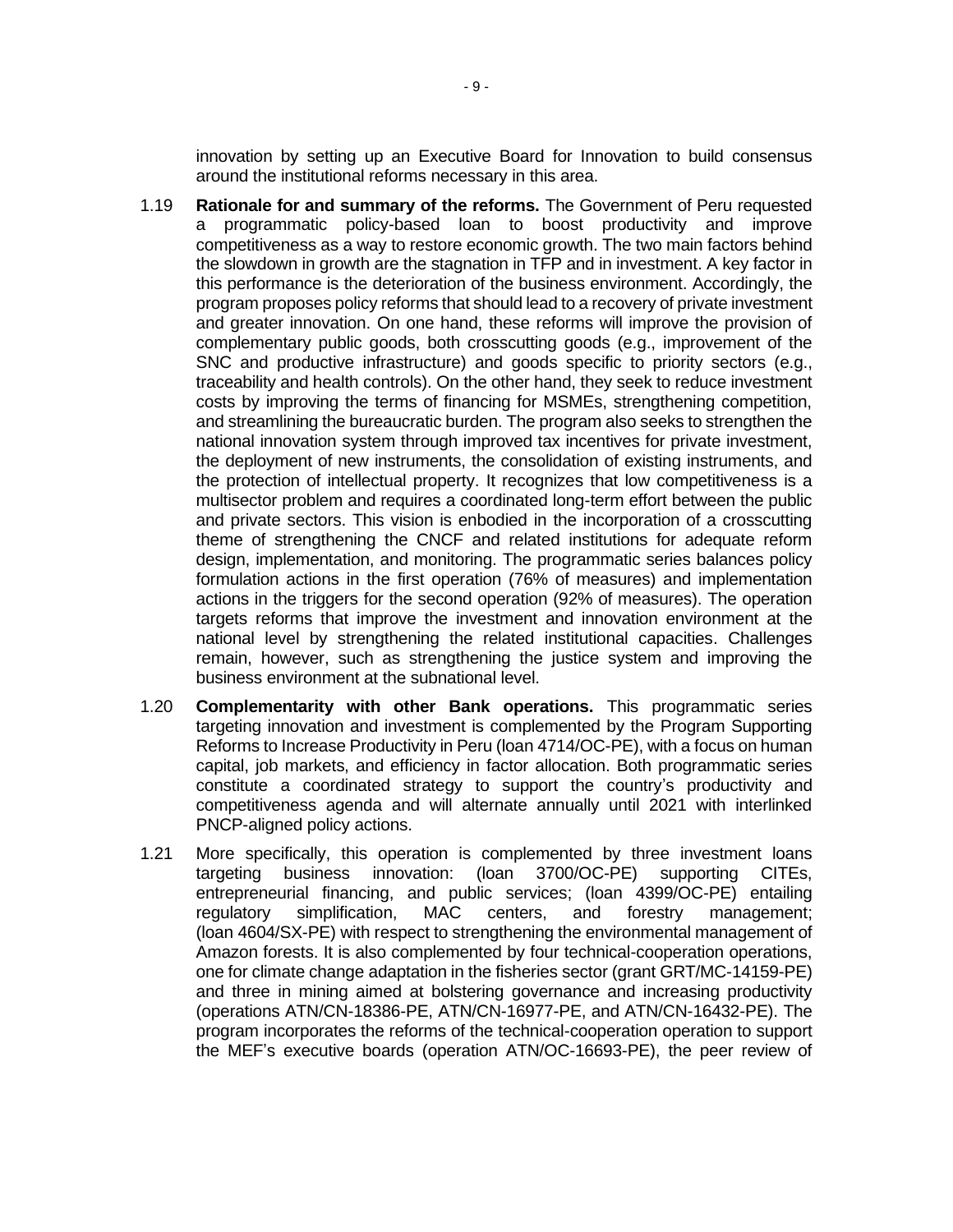innovation by setting up an Executive Board for Innovation to build consensus around the institutional reforms necessary in this area.

1.19 **Rationale for and summary of the reforms.** The Government of Peru requested a programmatic policy-based loan to boost productivity and improve competitiveness as a way to restore economic growth. The two main factors behind the slowdown in growth are the stagnation in TFP and in investment. A key factor in this performance is the deterioration of the business environment. Accordingly, the program proposes policy reforms that should lead to a recovery of private investment and greater innovation. On one hand, these reforms will improve the provision of complementary public goods, both crosscutting goods (e.g., improvement of the SNC and productive infrastructure) and goods specific to priority sectors (e.g., traceability and health controls). On the other hand, they seek to reduce investment costs by improving the terms of financing for MSMEs, strengthening competition, and streamlining the bureaucratic burden. The program also seeks to strengthen the national innovation system through improved tax incentives for private investment, the deployment of new instruments, the consolidation of existing instruments, and the protection of intellectual property. It recognizes that low competitiveness is a multisector problem and requires a coordinated long-term effort between the public and private sectors. This vision is enbodied in the incorporation of a crosscutting theme of strengthening the CNCF and related institutions for adequate reform design, implementation, and monitoring. The programmatic series balances policy formulation actions in the first operation (76% of measures) and implementation actions in the triggers for the second operation (92% of measures). The operation targets reforms that improve the investment and innovation environment at the national level by strengthening the related institutional capacities. Challenges remain, however, such as strengthening the justice system and improving the business environment at the subnational level.

1.20 **Complementarity with other Bank operations.** This programmatic series targeting innovation and investment is complemented by the Program Supporting Reforms to Increase Productivity in Peru (loan 4714/OC-PE), with a focus on human capital, job markets, and efficiency in factor allocation. Both programmatic series constitute a coordinated strategy to support the country's productivity and competitiveness agenda and will alternate annually until 2021 with interlinked PNCP-aligned policy actions.

1.21 More specifically, this operation is complemented by three investment loans targeting business innovation: (loan 3700/OC-PE) supporting CITEs, entrepreneurial financing, and public services; (loan 4399/OC-PE) entailing regulatory simplification, MAC centers, and forestry management; (loan 4604/SX-PE) with respect to strengthening the environmental management of Amazon forests. It is also complemented by four technical-cooperation operations, one for climate change adaptation in the fisheries sector (grant GRT/MC-14159-PE) and three in mining aimed at bolstering governance and increasing productivity (operations ATN/CN-18386-PE, ATN/CN-16977-PE, and ATN/CN-16432-PE). The program incorporates the reforms of the technical-cooperation operation to support the MEF's executive boards (operation ATN/OC-16693-PE), the peer review of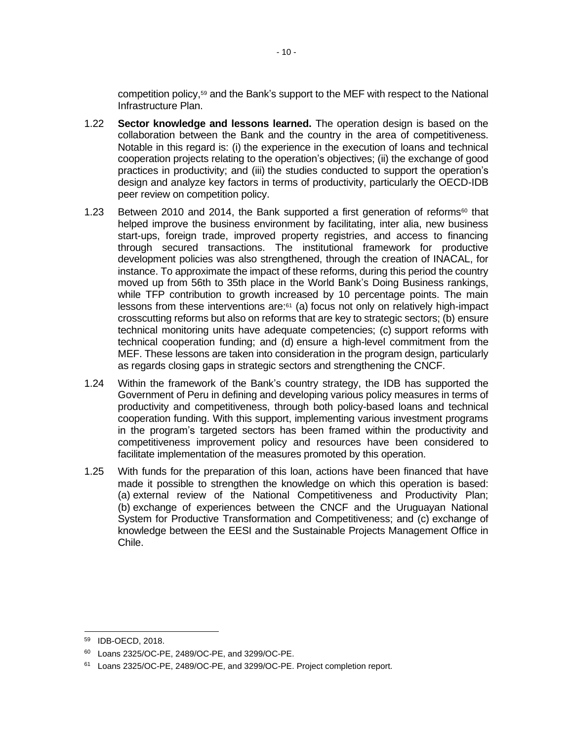competition policy,[59] and the Bank's support to the MEF with respect to the National Infrastructure Plan.

1.22 **Sector knowledge and lessons learned.** The operation design is based on the collaboration between the Bank and the country in the area of competitiveness. Notable in this regard is: (i) the experience in the execution of loans and technical cooperation projects relating to the operation's objectives; (ii) the exchange of good practices in productivity; and (iii) the studies conducted to support the operation's design and analyze key factors in terms of productivity, particularly the OECD-IDB peer review on competition policy.

1.23 Between 2010 and 2014, the Bank supported a first generation of reforms[60] that helped improve the business environment by facilitating, inter alia, new business start-ups, foreign trade, improved property registries, and access to financing through secured transactions. The institutional framework for productive development policies was also strengthened, through the creation of INACAL, for instance. To approximate the impact of these reforms, during this period the country moved up from 56th to 35th place in the World Bank's Doing Business rankings, while TFP contribution to growth increased by 10 percentage points. The main lessons from these interventions are:[61] (a) focus not only on relatively high-impact crosscutting reforms but also on reforms that are key to strategic sectors; (b) ensure technical monitoring units have adequate competencies; (c) support reforms with technical cooperation funding; and (d) ensure a high-level commitment from the MEF. These lessons are taken into consideration in the program design, particularly as regards closing gaps in strategic sectors and strengthening the CNCF.

1.24 Within the framework of the Bank's country strategy, the IDB has supported the Government of Peru in defining and developing various policy measures in terms of productivity and competitiveness, through both policy-based loans and technical cooperation funding. With this support, implementing various investment programs in the program's targeted sectors has been framed within the productivity and competitiveness improvement policy and resources have been considered to facilitate implementation of the measures promoted by this operation.

1.25 With funds for the preparation of this loan, actions have been financed that have made it possible to strengthen the knowledge on which this operation is based: (a) external review of the National Competitiveness and Productivity Plan; (b) exchange of experiences between the CNCF and the Uruguayan National System for Productive Transformation and Competitiveness; and (c) exchange of knowledge between the EESI and the Sustainable Projects Management Office in Chile.

---

[59] IDB-OECD, 2018.

[60] Loans 2325/OC-PE, 2489/OC-PE, and 3299/OC-PE.

[61] Loans 2325/OC-PE, 2489/OC-PE, and 3299/OC-PE. Project completion report.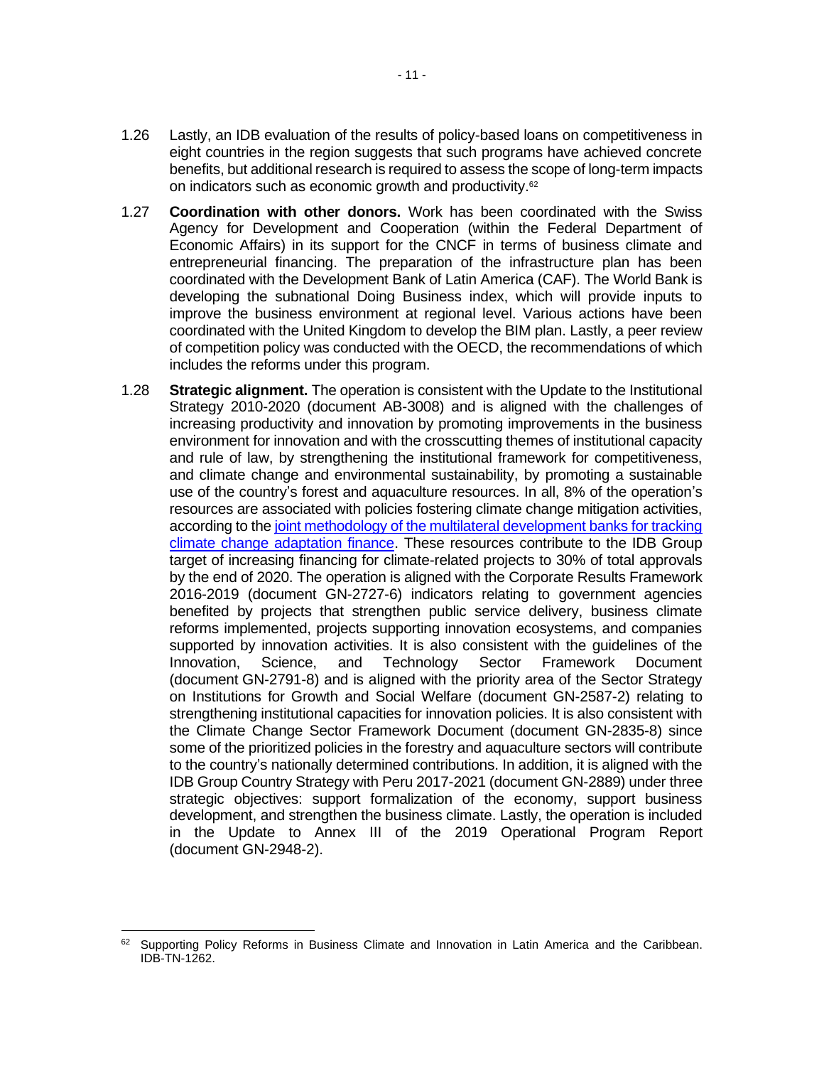1.26 Lastly, an IDB evaluation of the results of policy-based loans on competitiveness in eight countries in the region suggests that such programs have achieved concrete benefits, but additional research is required to assess the scope of long-term impacts on indicators such as economic growth and productivity.[62]

1.27 **Coordination with other donors.** Work has been coordinated with the Swiss Agency for Development and Cooperation (within the Federal Department of Economic Affairs) in its support for the CNCF in terms of business climate and entrepreneurial financing. The preparation of the infrastructure plan has been coordinated with the Development Bank of Latin America (CAF). The World Bank is developing the subnational Doing Business index, which will provide inputs to improve the business environment at regional level. Various actions have been coordinated with the United Kingdom to develop the BIM plan. Lastly, a peer review of competition policy was conducted with the OECD, the recommendations of which includes the reforms under this program.

1.28 **Strategic alignment.** The operation is consistent with the Update to the Institutional Strategy 2010-2020 (document AB-3008) and is aligned with the challenges of increasing productivity and innovation by promoting improvements in the business environment for innovation and with the crosscutting themes of institutional capacity and rule of law, by strengthening the institutional framework for competitiveness, and climate change and environmental sustainability, by promoting a sustainable use of the country's forest and aquaculture resources. In all, 8% of the operation's resources are associated with policies fostering climate change mitigation activities, according to the joint methodology of the multilateral development banks for tracking climate change adaptation finance. These resources contribute to the IDB Group target of increasing financing for climate-related projects to 30% of total approvals by the end of 2020. The operation is aligned with the Corporate Results Framework 2016-2019 (document GN-2727-6) indicators relating to government agencies benefited by projects that strengthen public service delivery, business climate reforms implemented, projects supporting innovation ecosystems, and companies supported by innovation activities. It is also consistent with the guidelines of the Innovation, Science, and Technology Sector Framework Document (document GN-2791-8) and is aligned with the priority area of the Sector Strategy on Institutions for Growth and Social Welfare (document GN-2587-2) relating to strengthening institutional capacities for innovation policies. It is also consistent with the Climate Change Sector Framework Document (document GN-2835-8) since some of the prioritized policies in the forestry and aquaculture sectors will contribute to the country's nationally determined contributions. In addition, it is aligned with the IDB Group Country Strategy with Peru 2017-2021 (document GN-2889) under three strategic objectives: support formalization of the economy, support business development, and strengthen the business climate. Lastly, the operation is included in the Update to Annex III of the 2019 Operational Program Report (document GN-2948-2).

---

[62] Supporting Policy Reforms in Business Climate and Innovation in Latin America and the Caribbean. IDB-TN-1262.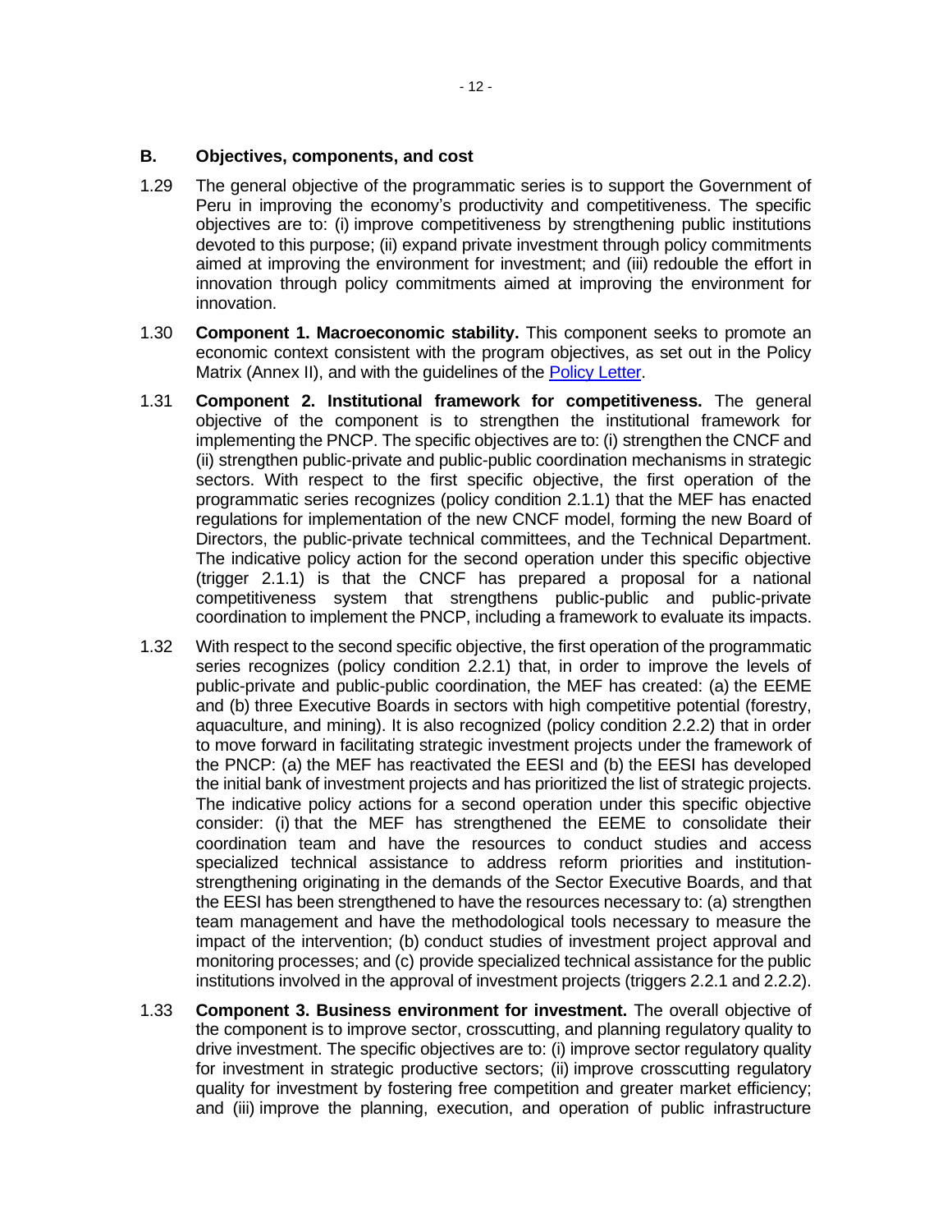## B. Objectives, components, and cost

1.29 The general objective of the programmatic series is to support the Government of Peru in improving the economy's productivity and competitiveness. The specific objectives are to: (i) improve competitiveness by strengthening public institutions devoted to this purpose; (ii) expand private investment through policy commitments aimed at improving the environment for investment; and (iii) redouble the effort in innovation through policy commitments aimed at improving the environment for innovation.

1.30 **Component 1. Macroeconomic stability.** This component seeks to promote an economic context consistent with the program objectives, as set out in the Policy Matrix (Annex II), and with the guidelines of the Policy Letter.

1.31 **Component 2. Institutional framework for competitiveness.** The general objective of the component is to strengthen the institutional framework for implementing the PNCP. The specific objectives are to: (i) strengthen the CNCF and (ii) strengthen public-private and public-public coordination mechanisms in strategic sectors. With respect to the first specific objective, the first operation of the programmatic series recognizes (policy condition 2.1.1) that the MEF has enacted regulations for implementation of the new CNCF model, forming the new Board of Directors, the public-private technical committees, and the Technical Department. The indicative policy action for the second operation under this specific objective (trigger 2.1.1) is that the CNCF has prepared a proposal for a national competitiveness system that strengthens public-public and public-private coordination to implement the PNCP, including a framework to evaluate its impacts.

1.32 With respect to the second specific objective, the first operation of the programmatic series recognizes (policy condition 2.2.1) that, in order to improve the levels of public-private and public-public coordination, the MEF has created: (a) the EEME and (b) three Executive Boards in sectors with high competitive potential (forestry, aquaculture, and mining). It is also recognized (policy condition 2.2.2) that in order to move forward in facilitating strategic investment projects under the framework of the PNCP: (a) the MEF has reactivated the EESI and (b) the EESI has developed the initial bank of investment projects and has prioritized the list of strategic projects. The indicative policy actions for a second operation under this specific objective consider: (i) that the MEF has strengthened the EEME to consolidate their coordination team and have the resources to conduct studies and access specialized technical assistance to address reform priorities and institution-strengthening originating in the demands of the Sector Executive Boards, and that the EESI has been strengthened to have the resources necessary to: (a) strengthen team management and have the methodological tools necessary to measure the impact of the intervention; (b) conduct studies of investment project approval and monitoring processes; and (c) provide specialized technical assistance for the public institutions involved in the approval of investment projects (triggers 2.2.1 and 2.2.2).

1.33 **Component 3. Business environment for investment.** The overall objective of the component is to improve sector, crosscutting, and planning regulatory quality to drive investment. The specific objectives are to: (i) improve sector regulatory quality for investment in strategic productive sectors; (ii) improve crosscutting regulatory quality for investment by fostering free competition and greater market efficiency; and (iii) improve the planning, execution, and operation of public infrastructure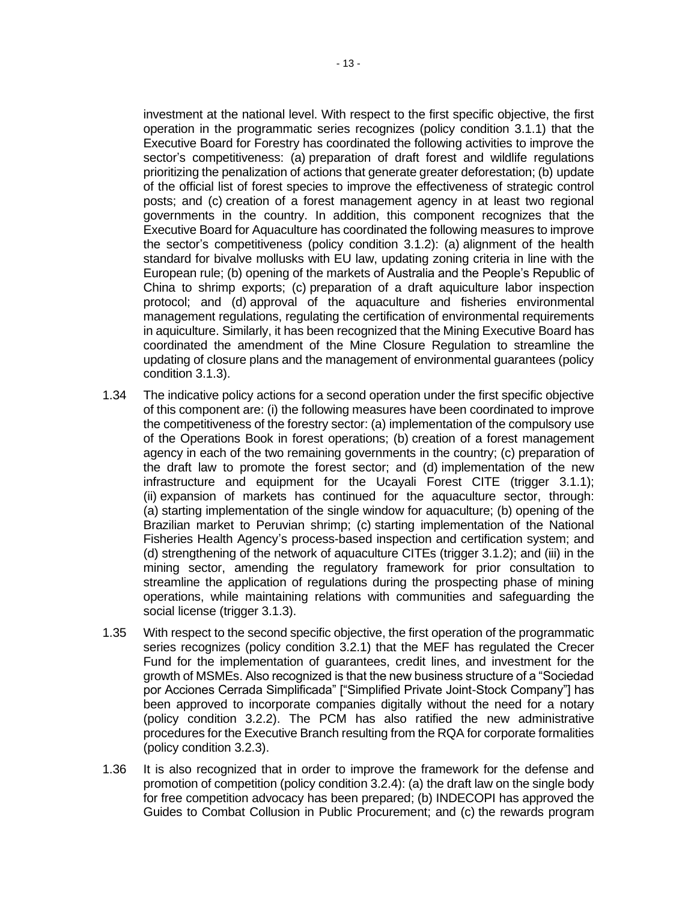investment at the national level. With respect to the first specific objective, the first operation in the programmatic series recognizes (policy condition 3.1.1) that the Executive Board for Forestry has coordinated the following activities to improve the sector's competitiveness: (a) preparation of draft forest and wildlife regulations prioritizing the penalization of actions that generate greater deforestation; (b) update of the official list of forest species to improve the effectiveness of strategic control posts; and (c) creation of a forest management agency in at least two regional governments in the country. In addition, this component recognizes that the Executive Board for Aquaculture has coordinated the following measures to improve the sector's competitiveness (policy condition 3.1.2): (a) alignment of the health standard for bivalve mollusks with EU law, updating zoning criteria in line with the European rule; (b) opening of the markets of Australia and the People's Republic of China to shrimp exports; (c) preparation of a draft aquiculture labor inspection protocol; and (d) approval of the aquaculture and fisheries environmental management regulations, regulating the certification of environmental requirements in aquiculture. Similarly, it has been recognized that the Mining Executive Board has coordinated the amendment of the Mine Closure Regulation to streamline the updating of closure plans and the management of environmental guarantees (policy condition 3.1.3).

1.34 The indicative policy actions for a second operation under the first specific objective of this component are: (i) the following measures have been coordinated to improve the competitiveness of the forestry sector: (a) implementation of the compulsory use of the Operations Book in forest operations; (b) creation of a forest management agency in each of the two remaining governments in the country; (c) preparation of the draft law to promote the forest sector; and (d) implementation of the new infrastructure and equipment for the Ucayali Forest CITE (trigger 3.1.1); (ii) expansion of markets has continued for the aquaculture sector, through: (a) starting implementation of the single window for aquaculture; (b) opening of the Brazilian market to Peruvian shrimp; (c) starting implementation of the National Fisheries Health Agency's process-based inspection and certification system; and (d) strengthening of the network of aquaculture CITEs (trigger 3.1.2); and (iii) in the mining sector, amending the regulatory framework for prior consultation to streamline the application of regulations during the prospecting phase of mining operations, while maintaining relations with communities and safeguarding the social license (trigger 3.1.3).

1.35 With respect to the second specific objective, the first operation of the programmatic series recognizes (policy condition 3.2.1) that the MEF has regulated the Crecer Fund for the implementation of guarantees, credit lines, and investment for the growth of MSMEs. Also recognized is that the new business structure of a "Sociedad por Acciones Cerrada Simplificada" ["Simplified Private Joint-Stock Company"] has been approved to incorporate companies digitally without the need for a notary (policy condition 3.2.2). The PCM has also ratified the new administrative procedures for the Executive Branch resulting from the RQA for corporate formalities (policy condition 3.2.3).

1.36 It is also recognized that in order to improve the framework for the defense and promotion of competition (policy condition 3.2.4): (a) the draft law on the single body for free competition advocacy has been prepared; (b) INDECOPI has approved the Guides to Combat Collusion in Public Procurement; and (c) the rewards program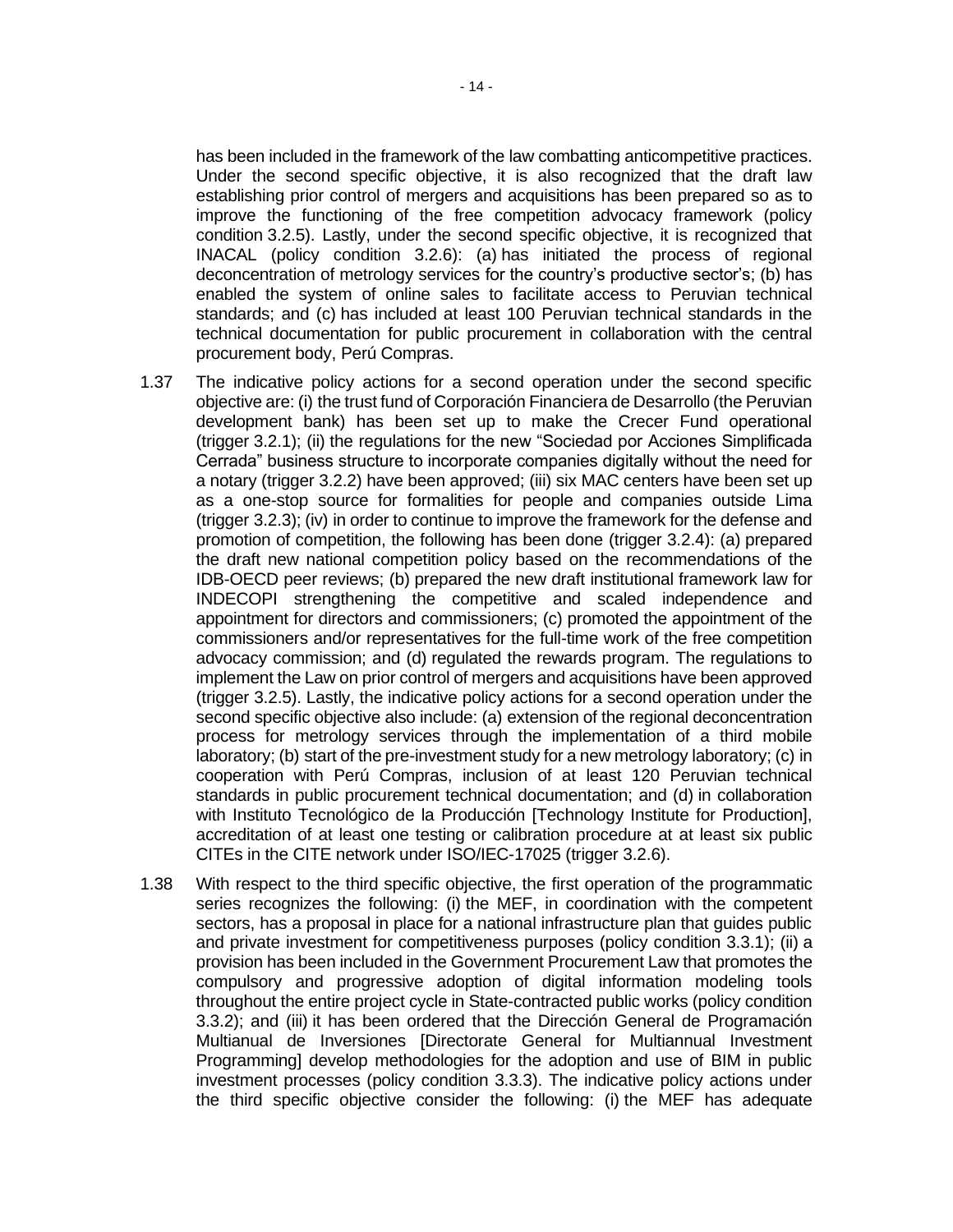has been included in the framework of the law combatting anticompetitive practices. Under the second specific objective, it is also recognized that the draft law establishing prior control of mergers and acquisitions has been prepared so as to improve the functioning of the free competition advocacy framework (policy condition 3.2.5). Lastly, under the second specific objective, it is recognized that INACAL (policy condition 3.2.6): (a) has initiated the process of regional deconcentration of metrology services for the country's productive sector's; (b) has enabled the system of online sales to facilitate access to Peruvian technical standards; and (c) has included at least 100 Peruvian technical standards in the technical documentation for public procurement in collaboration with the central procurement body, Perú Compras.

1.37 The indicative policy actions for a second operation under the second specific objective are: (i) the trust fund of Corporación Financiera de Desarrollo (the Peruvian development bank) has been set up to make the Crecer Fund operational (trigger 3.2.1); (ii) the regulations for the new "Sociedad por Acciones Simplificada Cerrada" business structure to incorporate companies digitally without the need for a notary (trigger 3.2.2) have been approved; (iii) six MAC centers have been set up as a one-stop source for formalities for people and companies outside Lima (trigger 3.2.3); (iv) in order to continue to improve the framework for the defense and promotion of competition, the following has been done (trigger 3.2.4): (a) prepared the draft new national competition policy based on the recommendations of the IDB-OECD peer reviews; (b) prepared the new draft institutional framework law for INDECOPI strengthening the competitive and scaled independence and appointment for directors and commissioners; (c) promoted the appointment of the commissioners and/or representatives for the full-time work of the free competition advocacy commission; and (d) regulated the rewards program. The regulations to implement the Law on prior control of mergers and acquisitions have been approved (trigger 3.2.5). Lastly, the indicative policy actions for a second operation under the second specific objective also include: (a) extension of the regional deconcentration process for metrology services through the implementation of a third mobile laboratory; (b) start of the pre-investment study for a new metrology laboratory; (c) in cooperation with Perú Compras, inclusion of at least 120 Peruvian technical standards in public procurement technical documentation; and (d) in collaboration with Instituto Tecnológico de la Producción [Technology Institute for Production], accreditation of at least one testing or calibration procedure at at least six public CITEs in the CITE network under ISO/IEC-17025 (trigger 3.2.6).

1.38 With respect to the third specific objective, the first operation of the programmatic series recognizes the following: (i) the MEF, in coordination with the competent sectors, has a proposal in place for a national infrastructure plan that guides public and private investment for competitiveness purposes (policy condition 3.3.1); (ii) a provision has been included in the Government Procurement Law that promotes the compulsory and progressive adoption of digital information modeling tools throughout the entire project cycle in State-contracted public works (policy condition 3.3.2); and (iii) it has been ordered that the Dirección General de Programación Multianual de Inversiones [Directorate General for Multiannual Investment Programming] develop methodologies for the adoption and use of BIM in public investment processes (policy condition 3.3.3). The indicative policy actions under the third specific objective consider the following: (i) the MEF has adequate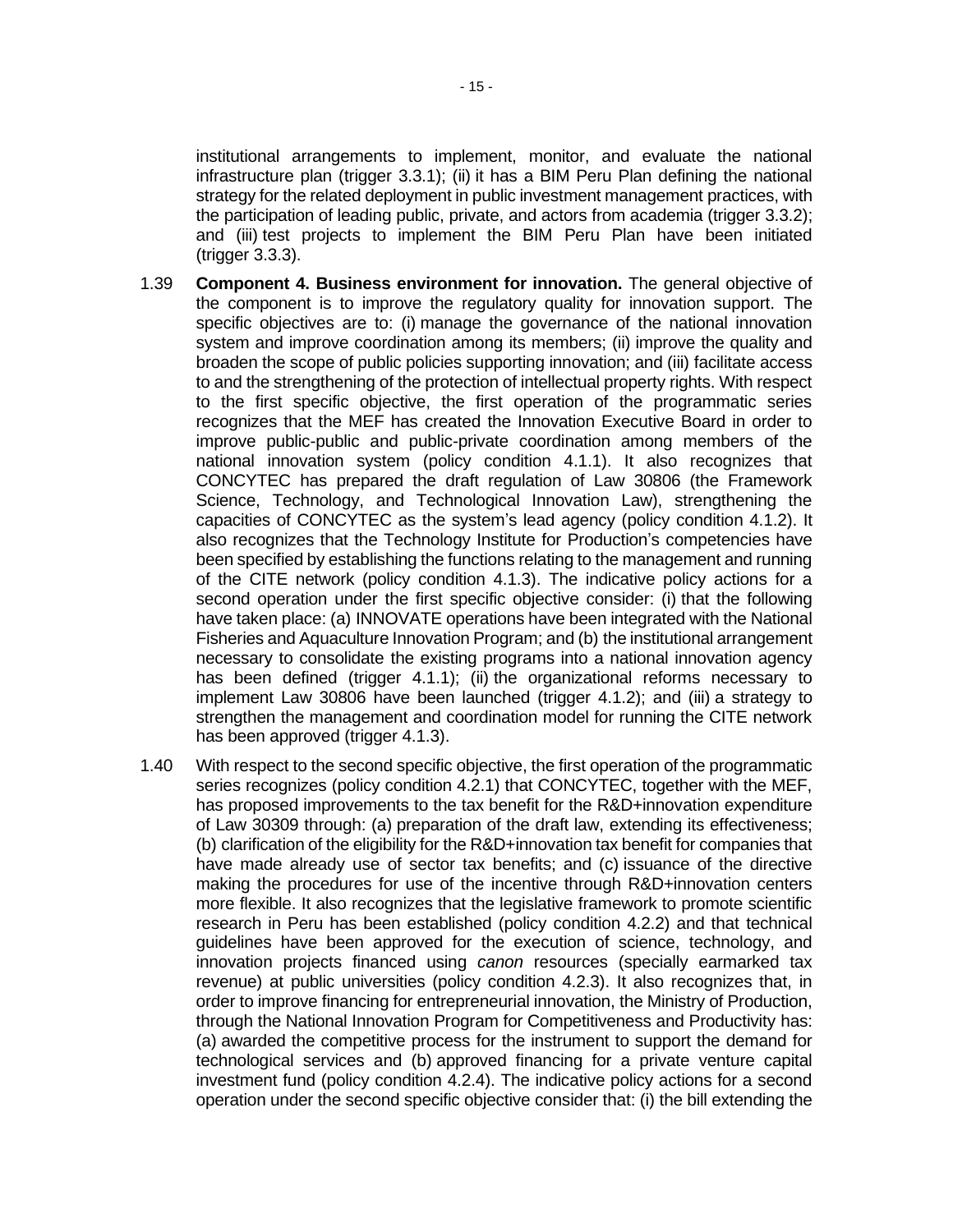institutional arrangements to implement, monitor, and evaluate the national infrastructure plan (trigger 3.3.1); (ii) it has a BIM Peru Plan defining the national strategy for the related deployment in public investment management practices, with the participation of leading public, private, and actors from academia (trigger 3.3.2); and (iii) test projects to implement the BIM Peru Plan have been initiated (trigger 3.3.3).

1.39 **Component 4. Business environment for innovation.** The general objective of the component is to improve the regulatory quality for innovation support. The specific objectives are to: (i) manage the governance of the national innovation system and improve coordination among its members; (ii) improve the quality and broaden the scope of public policies supporting innovation; and (iii) facilitate access to and the strengthening of the protection of intellectual property rights. With respect to the first specific objective, the first operation of the programmatic series recognizes that the MEF has created the Innovation Executive Board in order to improve public-public and public-private coordination among members of the national innovation system (policy condition 4.1.1). It also recognizes that CONCYTEC has prepared the draft regulation of Law 30806 (the Framework Science, Technology, and Technological Innovation Law), strengthening the capacities of CONCYTEC as the system's lead agency (policy condition 4.1.2). It also recognizes that the Technology Institute for Production's competencies have been specified by establishing the functions relating to the management and running of the CITE network (policy condition 4.1.3). The indicative policy actions for a second operation under the first specific objective consider: (i) that the following have taken place: (a) INNOVATE operations have been integrated with the National Fisheries and Aquaculture Innovation Program; and (b) the institutional arrangement necessary to consolidate the existing programs into a national innovation agency has been defined (trigger 4.1.1); (ii) the organizational reforms necessary to implement Law 30806 have been launched (trigger 4.1.2); and (iii) a strategy to strengthen the management and coordination model for running the CITE network has been approved (trigger 4.1.3).

1.40 With respect to the second specific objective, the first operation of the programmatic series recognizes (policy condition 4.2.1) that CONCYTEC, together with the MEF, has proposed improvements to the tax benefit for the R&D+innovation expenditure of Law 30309 through: (a) preparation of the draft law, extending its effectiveness; (b) clarification of the eligibility for the R&D+innovation tax benefit for companies that have made already use of sector tax benefits; and (c) issuance of the directive making the procedures for use of the incentive through R&D+innovation centers more flexible. It also recognizes that the legislative framework to promote scientific research in Peru has been established (policy condition 4.2.2) and that technical guidelines have been approved for the execution of science, technology, and innovation projects financed using *canon* resources (specially earmarked tax revenue) at public universities (policy condition 4.2.3). It also recognizes that, in order to improve financing for entrepreneurial innovation, the Ministry of Production, through the National Innovation Program for Competitiveness and Productivity has: (a) awarded the competitive process for the instrument to support the demand for technological services and (b) approved financing for a private venture capital investment fund (policy condition 4.2.4). The indicative policy actions for a second operation under the second specific objective consider that: (i) the bill extending the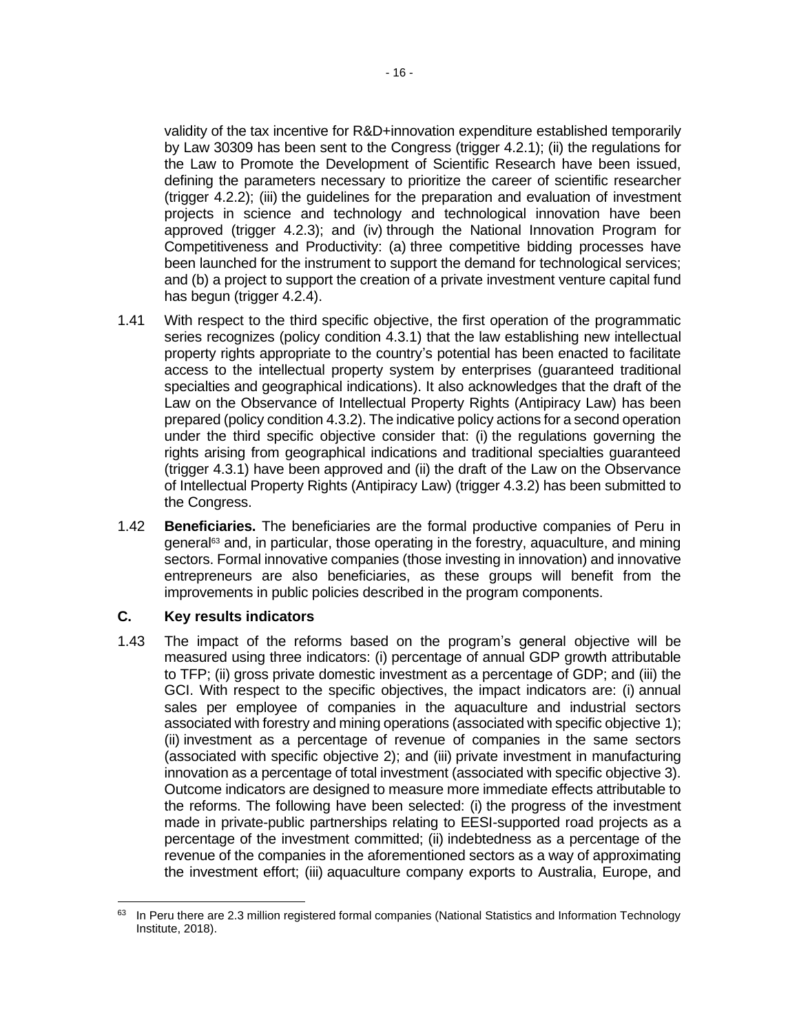validity of the tax incentive for R&D+innovation expenditure established temporarily by Law 30309 has been sent to the Congress (trigger 4.2.1); (ii) the regulations for the Law to Promote the Development of Scientific Research have been issued, defining the parameters necessary to prioritize the career of scientific researcher (trigger 4.2.2); (iii) the guidelines for the preparation and evaluation of investment projects in science and technology and technological innovation have been approved (trigger 4.2.3); and (iv) through the National Innovation Program for Competitiveness and Productivity: (a) three competitive bidding processes have been launched for the instrument to support the demand for technological services; and (b) a project to support the creation of a private investment venture capital fund has begun (trigger 4.2.4).

1.41 With respect to the third specific objective, the first operation of the programmatic series recognizes (policy condition 4.3.1) that the law establishing new intellectual property rights appropriate to the country's potential has been enacted to facilitate access to the intellectual property system by enterprises (guaranteed traditional specialties and geographical indications). It also acknowledges that the draft of the Law on the Observance of Intellectual Property Rights (Antipiracy Law) has been prepared (policy condition 4.3.2). The indicative policy actions for a second operation under the third specific objective consider that: (i) the regulations governing the rights arising from geographical indications and traditional specialties guaranteed (trigger 4.3.1) have been approved and (ii) the draft of the Law on the Observance of Intellectual Property Rights (Antipiracy Law) (trigger 4.3.2) has been submitted to the Congress.

1.42 **Beneficiaries.** The beneficiaries are the formal productive companies of Peru in general[63] and, in particular, those operating in the forestry, aquaculture, and mining sectors. Formal innovative companies (those investing in innovation) and innovative entrepreneurs are also beneficiaries, as these groups will benefit from the improvements in public policies described in the program components.

## C. Key results indicators

1.43 The impact of the reforms based on the program's general objective will be measured using three indicators: (i) percentage of annual GDP growth attributable to TFP; (ii) gross private domestic investment as a percentage of GDP; and (iii) the GCI. With respect to the specific objectives, the impact indicators are: (i) annual sales per employee of companies in the aquaculture and industrial sectors associated with forestry and mining operations (associated with specific objective 1); (ii) investment as a percentage of revenue of companies in the same sectors (associated with specific objective 2); and (iii) private investment in manufacturing innovation as a percentage of total investment (associated with specific objective 3). Outcome indicators are designed to measure more immediate effects attributable to the reforms. The following have been selected: (i) the progress of the investment made in private-public partnerships relating to EESI-supported road projects as a percentage of the investment committed; (ii) indebtedness as a percentage of the revenue of the companies in the aforementioned sectors as a way of approximating the investment effort; (iii) aquaculture company exports to Australia, Europe, and

[63] In Peru there are 2.3 million registered formal companies (National Statistics and Information Technology Institute, 2018).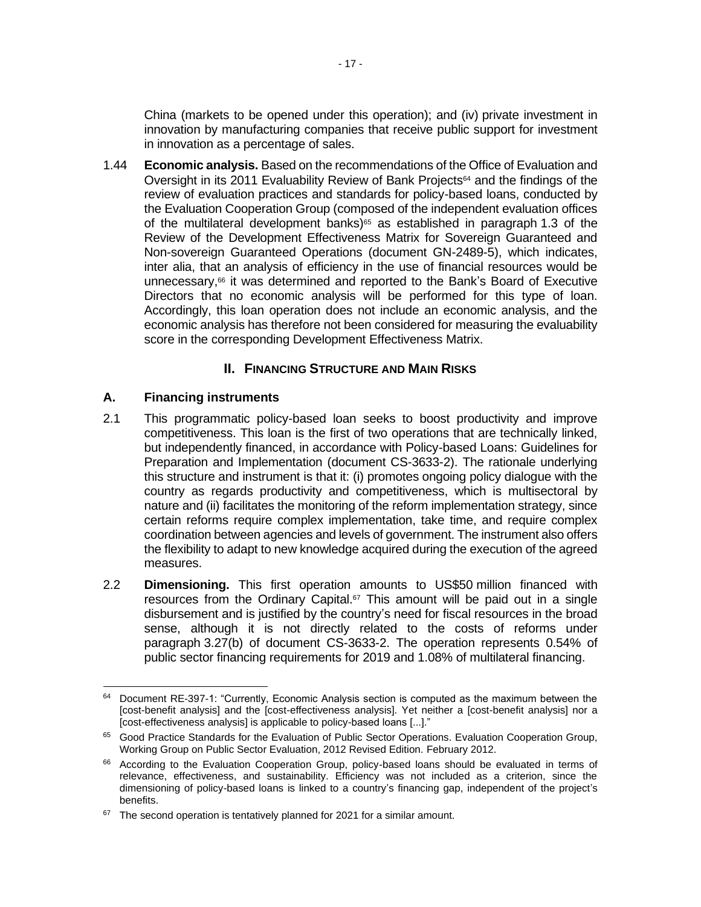China (markets to be opened under this operation); and (iv) private investment in innovation by manufacturing companies that receive public support for investment in innovation as a percentage of sales.

1.44 **Economic analysis.** Based on the recommendations of the Office of Evaluation and Oversight in its 2011 Evaluability Review of Bank Projects[64] and the findings of the review of evaluation practices and standards for policy-based loans, conducted by the Evaluation Cooperation Group (composed of the independent evaluation offices of the multilateral development banks)[65] as established in paragraph 1.3 of the Review of the Development Effectiveness Matrix for Sovereign Guaranteed and Non-sovereign Guaranteed Operations (document GN-2489-5), which indicates, inter alia, that an analysis of efficiency in the use of financial resources would be unnecessary,[66] it was determined and reported to the Bank's Board of Executive Directors that no economic analysis will be performed for this type of loan. Accordingly, this loan operation does not include an economic analysis, and the economic analysis has therefore not been considered for measuring the evaluability score in the corresponding Development Effectiveness Matrix.

## II. FINANCING STRUCTURE AND MAIN RISKS

### A. Financing instruments

2.1 This programmatic policy-based loan seeks to boost productivity and improve competitiveness. This loan is the first of two operations that are technically linked, but independently financed, in accordance with Policy-based Loans: Guidelines for Preparation and Implementation (document CS-3633-2). The rationale underlying this structure and instrument is that it: (i) promotes ongoing policy dialogue with the country as regards productivity and competitiveness, which is multisectoral by nature and (ii) facilitates the monitoring of the reform implementation strategy, since certain reforms require complex implementation, take time, and require complex coordination between agencies and levels of government. The instrument also offers the flexibility to adapt to new knowledge acquired during the execution of the agreed measures.

2.2 **Dimensioning.** This first operation amounts to US$50 million financed with resources from the Ordinary Capital.[67] This amount will be paid out in a single disbursement and is justified by the country's need for fiscal resources in the broad sense, although it is not directly related to the costs of reforms under paragraph 3.27(b) of document CS-3633-2. The operation represents 0.54% of public sector financing requirements for 2019 and 1.08% of multilateral financing.

---

[64] Document RE-397-1: "Currently, Economic Analysis section is computed as the maximum between the [cost-benefit analysis] and the [cost-effectiveness analysis]. Yet neither a [cost-benefit analysis] nor a [cost-effectiveness analysis] is applicable to policy-based loans [...]."

[65] Good Practice Standards for the Evaluation of Public Sector Operations. Evaluation Cooperation Group, Working Group on Public Sector Evaluation, 2012 Revised Edition. February 2012.

[66] According to the Evaluation Cooperation Group, policy-based loans should be evaluated in terms of relevance, effectiveness, and sustainability. Efficiency was not included as a criterion, since the dimensioning of policy-based loans is linked to a country's financing gap, independent of the project's benefits.

[67] The second operation is tentatively planned for 2021 for a similar amount.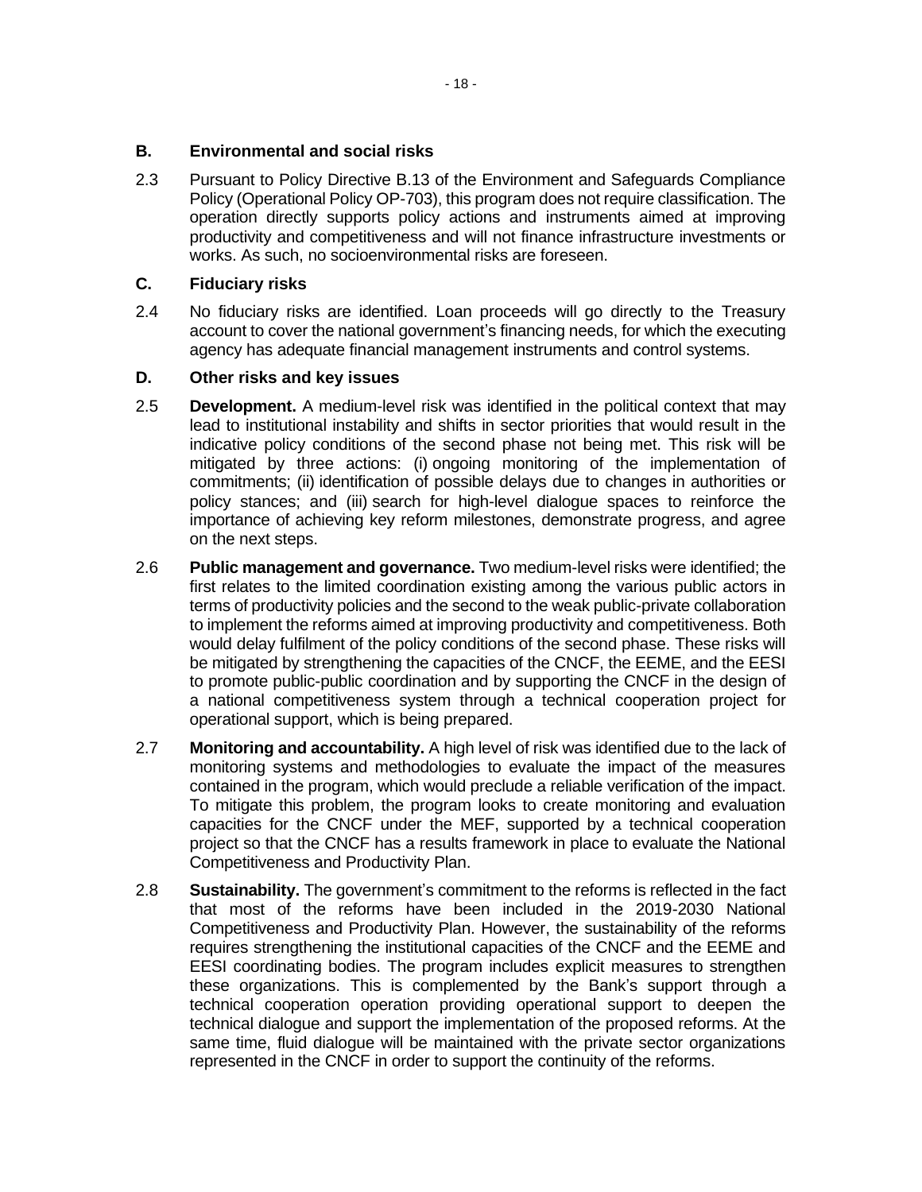## B. Environmental and social risks

2.3 Pursuant to Policy Directive B.13 of the Environment and Safeguards Compliance Policy (Operational Policy OP-703), this program does not require classification. The operation directly supports policy actions and instruments aimed at improving productivity and competitiveness and will not finance infrastructure investments or works. As such, no socioenvironmental risks are foreseen.

## C. Fiduciary risks

2.4 No fiduciary risks are identified. Loan proceeds will go directly to the Treasury account to cover the national government's financing needs, for which the executing agency has adequate financial management instruments and control systems.

## D. Other risks and key issues

2.5 **Development.** A medium-level risk was identified in the political context that may lead to institutional instability and shifts in sector priorities that would result in the indicative policy conditions of the second phase not being met. This risk will be mitigated by three actions: (i) ongoing monitoring of the implementation of commitments; (ii) identification of possible delays due to changes in authorities or policy stances; and (iii) search for high-level dialogue spaces to reinforce the importance of achieving key reform milestones, demonstrate progress, and agree on the next steps.

2.6 **Public management and governance.** Two medium-level risks were identified; the first relates to the limited coordination existing among the various public actors in terms of productivity policies and the second to the weak public-private collaboration to implement the reforms aimed at improving productivity and competitiveness. Both would delay fulfilment of the policy conditions of the second phase. These risks will be mitigated by strengthening the capacities of the CNCF, the EEME, and the EESI to promote public-public coordination and by supporting the CNCF in the design of a national competitiveness system through a technical cooperation project for operational support, which is being prepared.

2.7 **Monitoring and accountability.** A high level of risk was identified due to the lack of monitoring systems and methodologies to evaluate the impact of the measures contained in the program, which would preclude a reliable verification of the impact. To mitigate this problem, the program looks to create monitoring and evaluation capacities for the CNCF under the MEF, supported by a technical cooperation project so that the CNCF has a results framework in place to evaluate the National Competitiveness and Productivity Plan.

2.8 **Sustainability.** The government's commitment to the reforms is reflected in the fact that most of the reforms have been included in the 2019-2030 National Competitiveness and Productivity Plan. However, the sustainability of the reforms requires strengthening the institutional capacities of the CNCF and the EEME and EESI coordinating bodies. The program includes explicit measures to strengthen these organizations. This is complemented by the Bank's support through a technical cooperation operation providing operational support to deepen the technical dialogue and support the implementation of the proposed reforms. At the same time, fluid dialogue will be maintained with the private sector organizations represented in the CNCF in order to support the continuity of the reforms.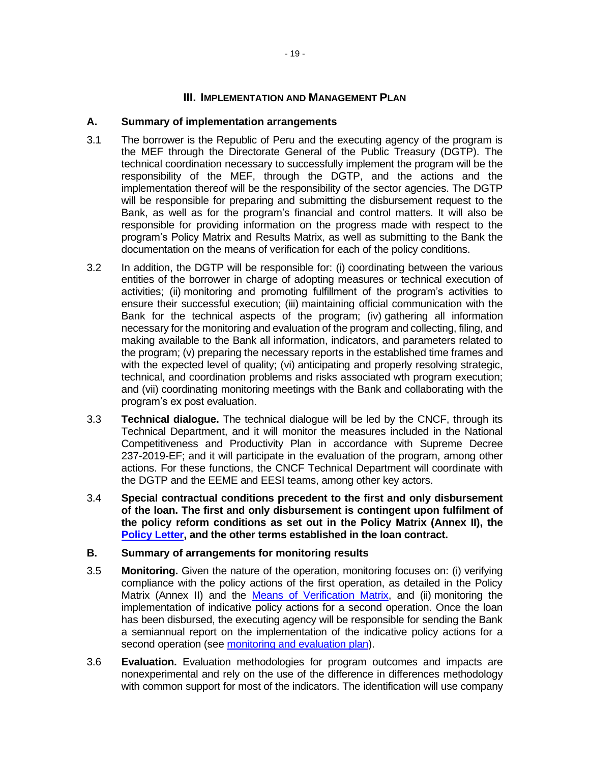## III. IMPLEMENTATION AND MANAGEMENT PLAN

### A. Summary of implementation arrangements

3.1 The borrower is the Republic of Peru and the executing agency of the program is the MEF through the Directorate General of the Public Treasury (DGTP). The technical coordination necessary to successfully implement the program will be the responsibility of the MEF, through the DGTP, and the actions and the implementation thereof will be the responsibility of the sector agencies. The DGTP will be responsible for preparing and submitting the disbursement request to the Bank, as well as for the program's financial and control matters. It will also be responsible for providing information on the progress made with respect to the program's Policy Matrix and Results Matrix, as well as submitting to the Bank the documentation on the means of verification for each of the policy conditions.

3.2 In addition, the DGTP will be responsible for: (i) coordinating between the various entities of the borrower in charge of adopting measures or technical execution of activities; (ii) monitoring and promoting fulfillment of the program's activities to ensure their successful execution; (iii) maintaining official communication with the Bank for the technical aspects of the program; (iv) gathering all information necessary for the monitoring and evaluation of the program and collecting, filing, and making available to the Bank all information, indicators, and parameters related to the program; (v) preparing the necessary reports in the established time frames and with the expected level of quality; (vi) anticipating and properly resolving strategic, technical, and coordination problems and risks associated wth program execution; and (vii) coordinating monitoring meetings with the Bank and collaborating with the program's ex post evaluation.

3.3 **Technical dialogue.** The technical dialogue will be led by the CNCF, through its Technical Department, and it will monitor the measures included in the National Competitiveness and Productivity Plan in accordance with Supreme Decree 237-2019-EF; and it will participate in the evaluation of the program, among other actions. For these functions, the CNCF Technical Department will coordinate with the DGTP and the EEME and EESI teams, among other key actors.

3.4 **Special contractual conditions precedent to the first and only disbursement of the loan. The first and only disbursement is contingent upon fulfilment of the policy reform conditions as set out in the Policy Matrix (Annex II), the Policy Letter, and the other terms established in the loan contract.**

### B. Summary of arrangements for monitoring results

3.5 **Monitoring.** Given the nature of the operation, monitoring focuses on: (i) verifying compliance with the policy actions of the first operation, as detailed in the Policy Matrix (Annex II) and the Means of Verification Matrix, and (ii) monitoring the implementation of indicative policy actions for a second operation. Once the loan has been disbursed, the executing agency will be responsible for sending the Bank a semiannual report on the implementation of the indicative policy actions for a second operation (see monitoring and evaluation plan).

3.6 **Evaluation.** Evaluation methodologies for program outcomes and impacts are nonexperimental and rely on the use of the difference in differences methodology with common support for most of the indicators. The identification will use company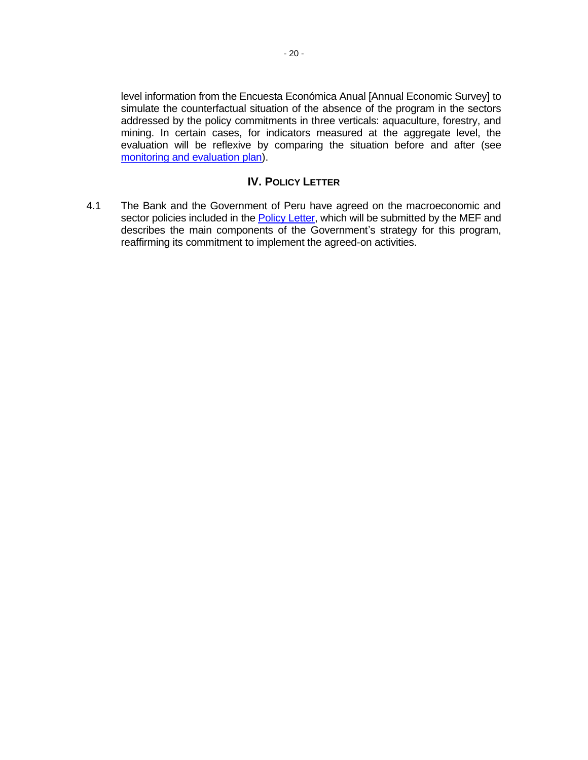level information from the Encuesta Económica Anual [Annual Economic Survey] to simulate the counterfactual situation of the absence of the program in the sectors addressed by the policy commitments in three verticals: aquaculture, forestry, and mining. In certain cases, for indicators measured at the aggregate level, the evaluation will be reflexive by comparing the situation before and after (see monitoring and evaluation plan).

## IV. POLICY LETTER

4.1 The Bank and the Government of Peru have agreed on the macroeconomic and sector policies included in the Policy Letter, which will be submitted by the MEF and describes the main components of the Government's strategy for this program, reaffirming its commitment to implement the agreed-on activities.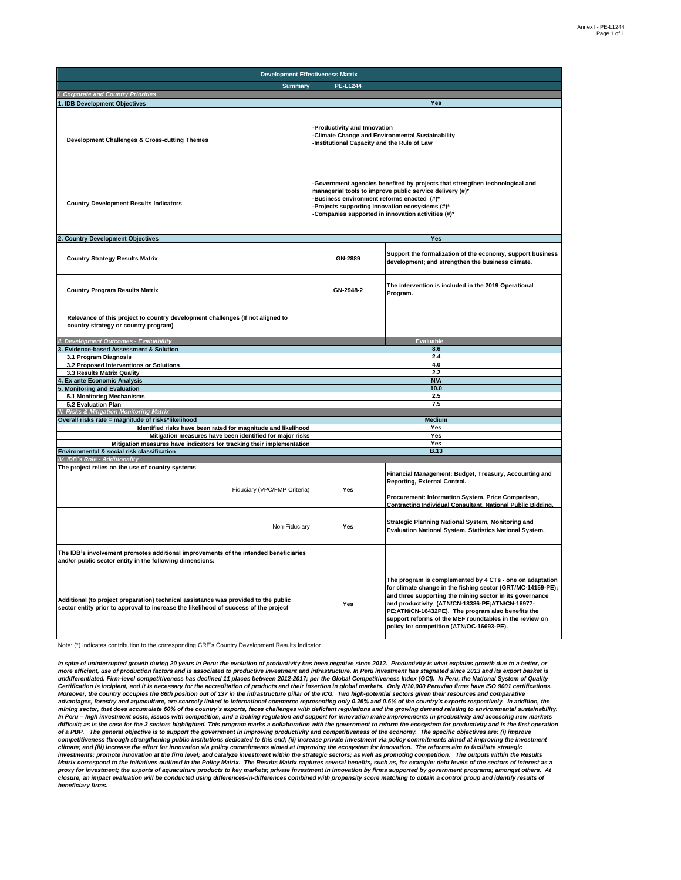| Development Effectiveness Matrix | | |
|---|---|---|
| **Summary** | **PE-L1244** | |
| *I. Corporate and Country Priorities* | | |
| **1. IDB Development Objectives** | **Yes** | |
| **Development Challenges & Cross-cutting Themes** | -Productivity and Innovation<br>-Climate Change and Environmental Sustainability<br>-Institutional Capacity and the Rule of Law | |
| **Country Development Results Indicators** | -Government agencies benefited by projects that strengthen technological and managerial tools to improve public service delivery (#)*<br>-Business environment reforms enacted (#)*<br>-Projects supporting innovation ecosystems (#)*<br>-Companies supported in innovation activities (#)* | |
| **2. Country Development Objectives** | **Yes** | |
| **Country Strategy Results Matrix** | GN-2889 | Support the formalization of the economy, support business development; and strengthen the business climate. |
| **Country Program Results Matrix** | GN-2948-2 | The intervention is included in the 2019 Operational Program. |
| **Relevance of this project to country development challenges (If not aligned to country strategy or country program)** | | |
| *II. Development Outcomes - Evaluability* | **Evaluable** | |
| **3. Evidence-based Assessment & Solution** | 8.6 | |
| 3.1 Program Diagnosis | 2.4 | |
| 3.2 Proposed Interventions or Solutions | 4.0 | |
| 3.3 Results Matrix Quality | 2.2 | |
| **4. Ex ante Economic Analysis** | N/A | |
| **5. Monitoring and Evaluation** | 10.0 | |
| 5.1 Monitoring Mechanisms | 2.5 | |
| 5.2 Evaluation Plan | 7.5 | |
| *III. Risks & Mitigation Monitoring Matrix* | | |
| **Overall risks rate = magnitude of risks*likelihood** | **Medium** | |
| Identified risks have been rated for magnitude and likelihood | Yes | |
| Mitigation measures have been identified for major risks | Yes | |
| Mitigation measures have indicators for tracking their implementation | Yes | |
| **Environmental & social risk classification** | **B.13** | |
| *IV. IDB´s Role - Additionality* | | |
| **The project relies on the use of country systems** | | |
| Fiduciary (VPC/FMP Criteria) | Yes | Financial Management: Budget, Treasury, Accounting and Reporting, External Control.<br><br>Procurement: Information System, Price Comparison, Contracting Individual Consultant, National Public Bidding. |
| Non-Fiduciary | Yes | Strategic Planning National System, Monitoring and Evaluation National System, Statistics National System. |
| **The IDB's involvement promotes additional improvements of the intended beneficiaries and/or public sector entity in the following dimensions:** | | |
| **Additional (to project preparation) technical assistance was provided to the public sector entity prior to approval to increase the likelihood of success of the project** | Yes | The program is complemented by 4 CTs - one on adaptation for climate change in the fishing sector (GRT/MC-14159-PE); and three supporting the mining sector in its governance and productivity (ATN/CN-18386-PE;ATN/CN-16977-PE;ATN/CN-16432PE). The program also benefits the support reforms of the MEF roundtables in the review on policy for competition (ATN/OC-16693-PE). |

Note: (*) Indicates contribution to the corresponding CRF's Country Development Results Indicator.

***In spite of uninterrupted growth during 20 years in Peru; the evolution of productivity has been negative since 2012. Productivity is what explains growth due to a better, or more efficient, use of production factors and is associated to productive investment and infrastructure. In Peru investment has stagnated since 2013 and its export basket is undifferentiated. Firm-level competitiveness has declined 11 places between 2012-2017; per the Global Competitiveness Index (GCI). In Peru, the National System of Quality Certification is incipient, and it is necessary for the accreditation of products and their insertion in global markets. Only 8/10,000 Peruvian firms have ISO 9001 certifications. Moreover, the country occupies the 86th position out of 137 in the infrastructure pillar of the ICG. Two high-potential sectors given their resources and comparative advantages, forestry and aquaculture, are scarcely linked to international commerce representing only 0.26% and 0.6% of the country's exports respectively. In addition, the mining sector, that does accumulate 60% of the country's exports, faces challenges with deficient regulations and the growing demand relating to environmental sustainability. In Peru – high investment costs, issues with competition, and a lacking regulation and support for innovation make improvements in productivity and accessing new markets difficult; as is the case for the 3 sectors highlighted. This program marks a collaboration with the government to reform the ecosystem for productivity and is the first operation of a PBP. The general objective is to support the government in improving productivity and competitiveness of the economy. The specific objectives are: (i) improve competitiveness through strengthening public institutions dedicated to this end; (ii) increase private investment via policy commitments aimed at improving the investment climate; and (iii) increase the effort for innovation via policy commitments aimed at improving the ecosystem for innovation. The reforms aim to facilitate strategic investments; promote innovation at the firm level; and catalyze investment within the strategic sectors; as well as promoting competition. The outputs within the Results Matrix correspond to the initiatives outlined in the Policy Matrix. The Results Matrix captures several benefits, such as, for example: debt levels of the sectors of interest as a proxy for investment; the exports of aquaculture products to key markets; private investment in innovation by firms supported by government programs; amongst others. At closure, an impact evaluation will be conducted using differences-in-differences combined with propensity score matching to obtain a control group and identify results of beneficiary firms.***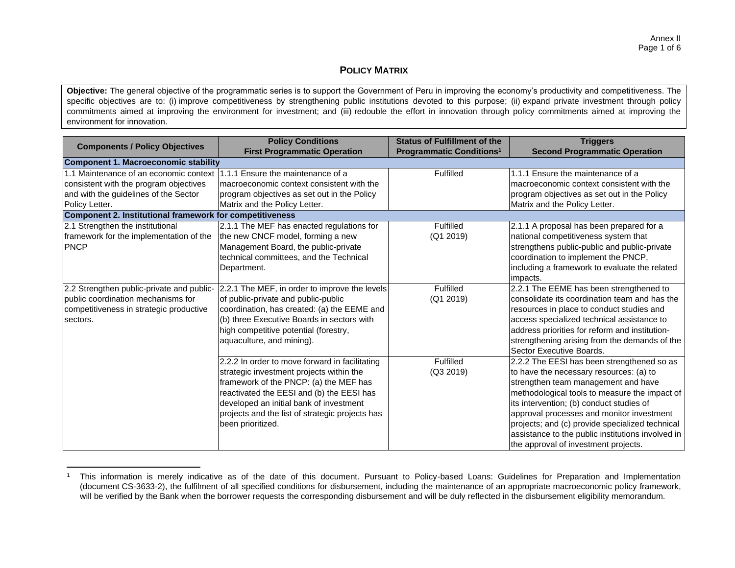## **Policy Matrix**

**Objective:** The general objective of the programmatic series is to support the Government of Peru in improving the economy's productivity and competitiveness. The specific objectives are to: (i) improve competitiveness by strengthening public institutions devoted to this purpose; (ii) expand private investment through policy commitments aimed at improving the environment for investment; and (iii) redouble the effort in innovation through policy commitments aimed at improving the environment for innovation.

| Components / Policy Objectives | Policy Conditions<br>First Programmatic Operation | Status of Fulfillment of the Programmatic Conditions[1] | Triggers<br>Second Programmatic Operation |
|---|---|---|---|
| **Component 1. Macroeconomic stability** | | | |
| 1.1 Maintenance of an economic context consistent with the program objectives and with the guidelines of the Sector Policy Letter. | 1.1.1 Ensure the maintenance of a macroeconomic context consistent with the program objectives as set out in the Policy Matrix and the Policy Letter. | Fulfilled | 1.1.1 Ensure the maintenance of a macroeconomic context consistent with the program objectives as set out in the Policy Matrix and the Policy Letter. |
| **Component 2. Institutional framework for competitiveness** | | | |
| 2.1 Strengthen the institutional framework for the implementation of the PNCP | 2.1.1 The MEF has enacted regulations for the new CNCF model, forming a new Management Board, the public-private technical committees, and the Technical Department. | Fulfilled<br>(Q1 2019) | 2.1.1 A proposal has been prepared for a national competitiveness system that strengthens public-public and public-private coordination to implement the PNCP, including a framework to evaluate the related impacts. |
| 2.2 Strengthen public-private and public-public coordination mechanisms for competitiveness in strategic productive sectors. | 2.2.1 The MEF, in order to improve the levels of public-private and public-public coordination, has created: (a) the EEME and (b) three Executive Boards in sectors with high competitive potential (forestry, aquaculture, and mining). | Fulfilled<br>(Q1 2019) | 2.2.1 The EEME has been strengthened to consolidate its coordination team and has the resources in place to conduct studies and access specialized technical assistance to address priorities for reform and institution-strengthening arising from the demands of the Sector Executive Boards. |
| | 2.2.2 In order to move forward in facilitating strategic investment projects within the framework of the PNCP: (a) the MEF has reactivated the EESI and (b) the EESI has developed an initial bank of investment projects and the list of strategic projects has been prioritized. | Fulfilled<br>(Q3 2019) | 2.2.2 The EESI has been strengthened so as to have the necessary resources: (a) to strengthen team management and have methodological tools to measure the impact of its intervention; (b) conduct studies of approval processes and monitor investment projects; and (c) provide specialized technical assistance to the public institutions involved in the approval of investment projects. |

[1] This information is merely indicative as of the date of this document. Pursuant to Policy-based Loans: Guidelines for Preparation and Implementation (document CS-3633-2), the fulfilment of all specified conditions for disbursement, including the maintenance of an appropriate macroeconomic policy framework, will be verified by the Bank when the borrower requests the corresponding disbursement and will be duly reflected in the disbursement eligibility memorandum.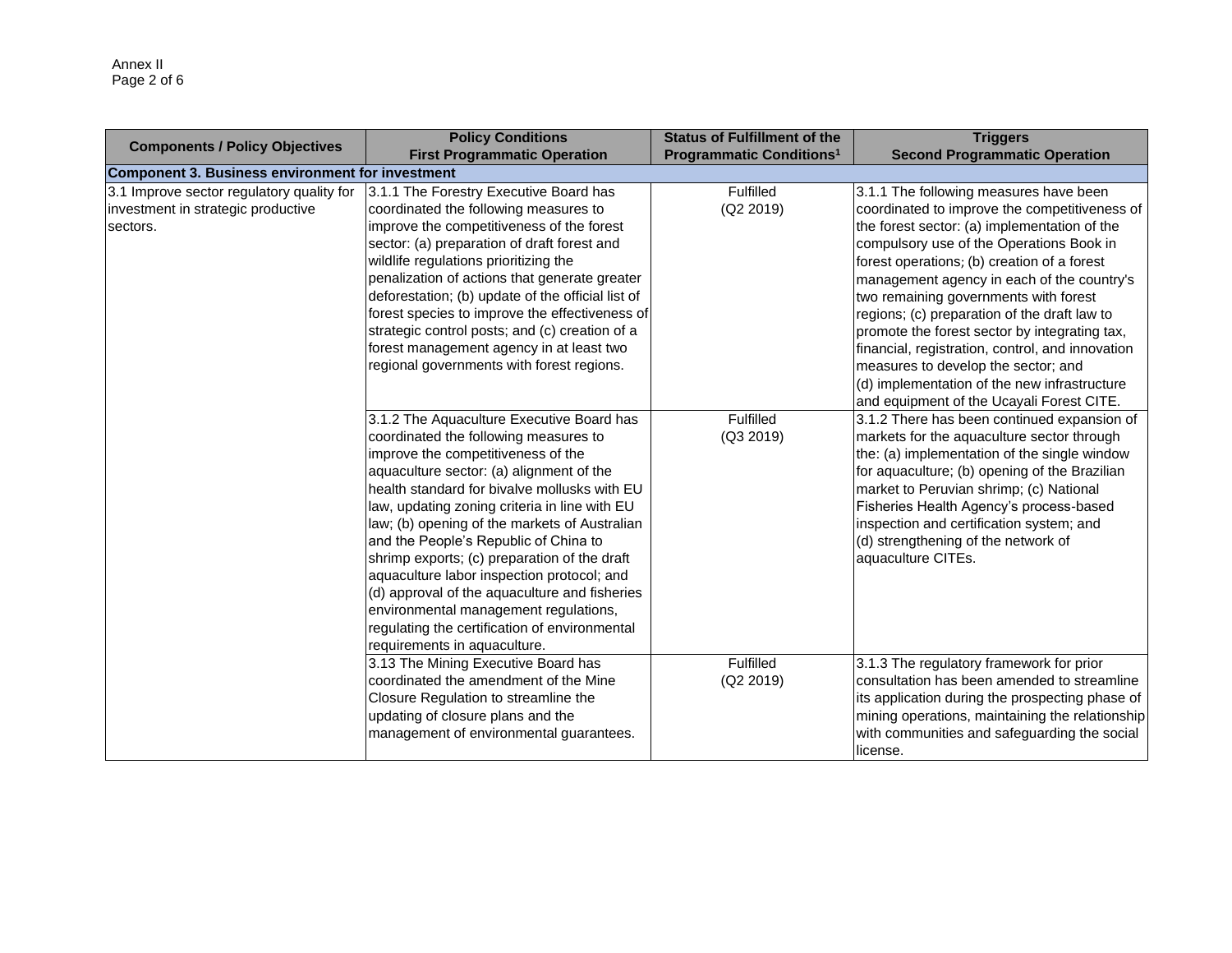| Components / Policy Objectives | Policy Conditions First Programmatic Operation | Status of Fulfillment of the Programmatic Conditions[1] | Triggers Second Programmatic Operation |
|---|---|---|---|
| **Component 3. Business environment for investment** | | | |
| 3.1 Improve sector regulatory quality for investment in strategic productive sectors. | 3.1.1 The Forestry Executive Board has coordinated the following measures to improve the competitiveness of the forest sector: (a) preparation of draft forest and wildlife regulations prioritizing the penalization of actions that generate greater deforestation; (b) update of the official list of forest species to improve the effectiveness of strategic control posts; and (c) creation of a forest management agency in at least two regional governments with forest regions. | Fulfilled (Q2 2019) | 3.1.1 The following measures have been coordinated to improve the competitiveness of the forest sector: (a) implementation of the compulsory use of the Operations Book in forest operations; (b) creation of a forest management agency in each of the country's two remaining governments with forest regions; (c) preparation of the draft law to promote the forest sector by integrating tax, financial, registration, control, and innovation measures to develop the sector; and (d) implementation of the new infrastructure and equipment of the Ucayali Forest CITE. |
| | 3.1.2 The Aquaculture Executive Board has coordinated the following measures to improve the competitiveness of the aquaculture sector: (a) alignment of the health standard for bivalve mollusks with EU law, updating zoning criteria in line with EU law; (b) opening of the markets of Australian and the People's Republic of China to shrimp exports; (c) preparation of the draft aquaculture labor inspection protocol; and (d) approval of the aquaculture and fisheries environmental management regulations, regulating the certification of environmental requirements in aquaculture. | Fulfilled (Q3 2019) | 3.1.2 There has been continued expansion of markets for the aquaculture sector through the: (a) implementation of the single window for aquaculture; (b) opening of the Brazilian market to Peruvian shrimp; (c) National Fisheries Health Agency's process-based inspection and certification system; and (d) strengthening of the network of aquaculture CITEs. |
| | 3.13 The Mining Executive Board has coordinated the amendment of the Mine Closure Regulation to streamline the updating of closure plans and the management of environmental guarantees. | Fulfilled (Q2 2019) | 3.1.3 The regulatory framework for prior consultation has been amended to streamline its application during the prospecting phase of mining operations, maintaining the relationship with communities and safeguarding the social license. |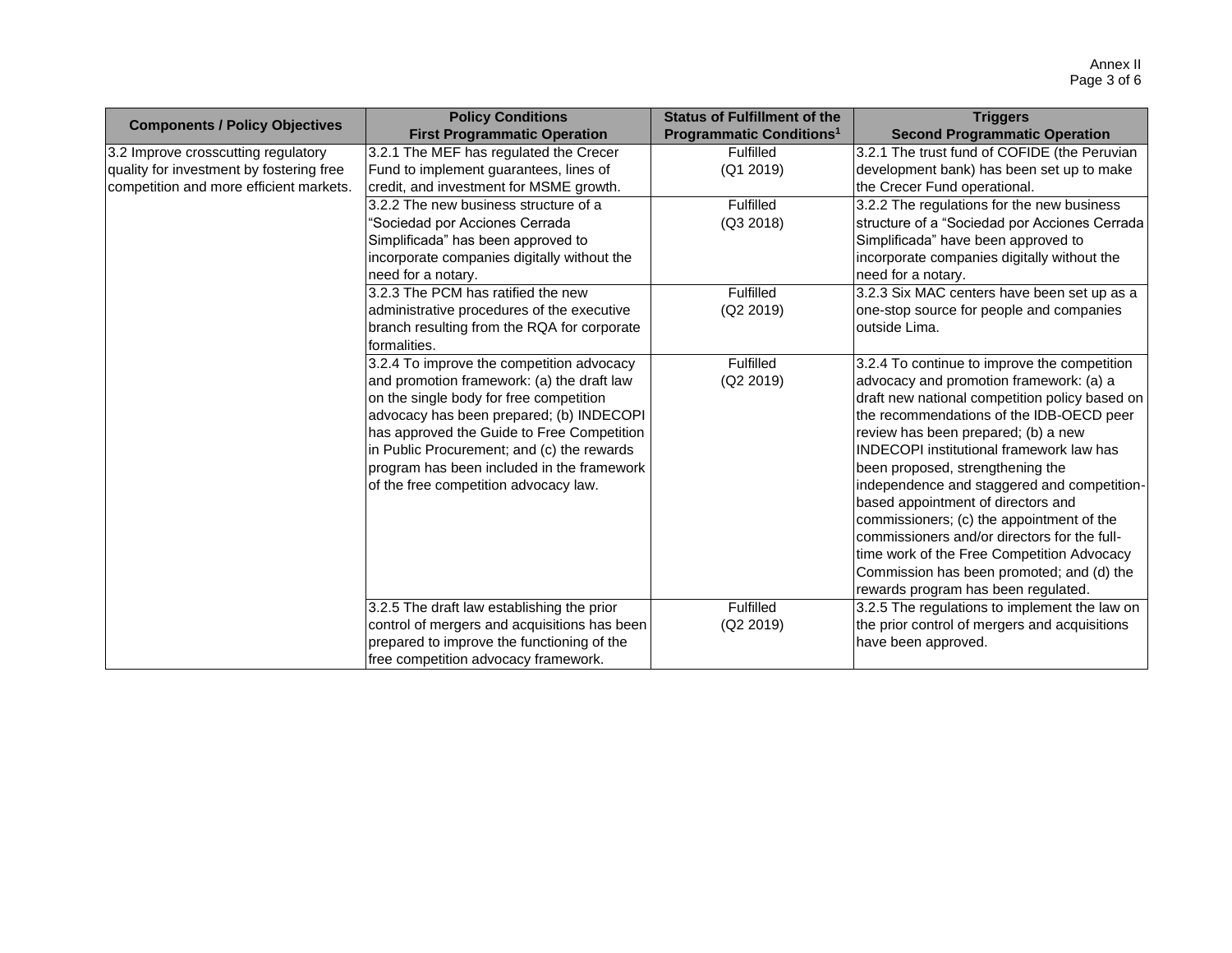| Components / Policy Objectives | Policy Conditions First Programmatic Operation | Status of Fulfillment of the Programmatic Conditions[1] | Triggers Second Programmatic Operation |
|---|---|---|---|
| 3.2 Improve crosscutting regulatory quality for investment by fostering free competition and more efficient markets. | 3.2.1 The MEF has regulated the Crecer Fund to implement guarantees, lines of credit, and investment for MSME growth. | Fulfilled (Q1 2019) | 3.2.1 The trust fund of COFIDE (the Peruvian development bank) has been set up to make the Crecer Fund operational. |
| | 3.2.2 The new business structure of a "Sociedad por Acciones Cerrada Simplificada" has been approved to incorporate companies digitally without the need for a notary. | Fulfilled (Q3 2018) | 3.2.2 The regulations for the new business structure of a "Sociedad por Acciones Cerrada Simplificada" have been approved to incorporate companies digitally without the need for a notary. |
| | 3.2.3 The PCM has ratified the new administrative procedures of the executive branch resulting from the RQA for corporate formalities. | Fulfilled (Q2 2019) | 3.2.3 Six MAC centers have been set up as a one-stop source for people and companies outside Lima. |
| | 3.2.4 To improve the competition advocacy and promotion framework: (a) the draft law on the single body for free competition advocacy has been prepared; (b) INDECOPI has approved the Guide to Free Competition in Public Procurement; and (c) the rewards program has been included in the framework of the free competition advocacy law. | Fulfilled (Q2 2019) | 3.2.4 To continue to improve the competition advocacy and promotion framework: (a) a draft new national competition policy based on the recommendations of the IDB-OECD peer review has been prepared; (b) a new INDECOPI institutional framework law has been proposed, strengthening the independence and staggered and competition-based appointment of directors and commissioners; (c) the appointment of the commissioners and/or directors for the full-time work of the Free Competition Advocacy Commission has been promoted; and (d) the rewards program has been regulated. |
| | 3.2.5 The draft law establishing the prior control of mergers and acquisitions has been prepared to improve the functioning of the free competition advocacy framework. | Fulfilled (Q2 2019) | 3.2.5 The regulations to implement the law on the prior control of mergers and acquisitions have been approved. |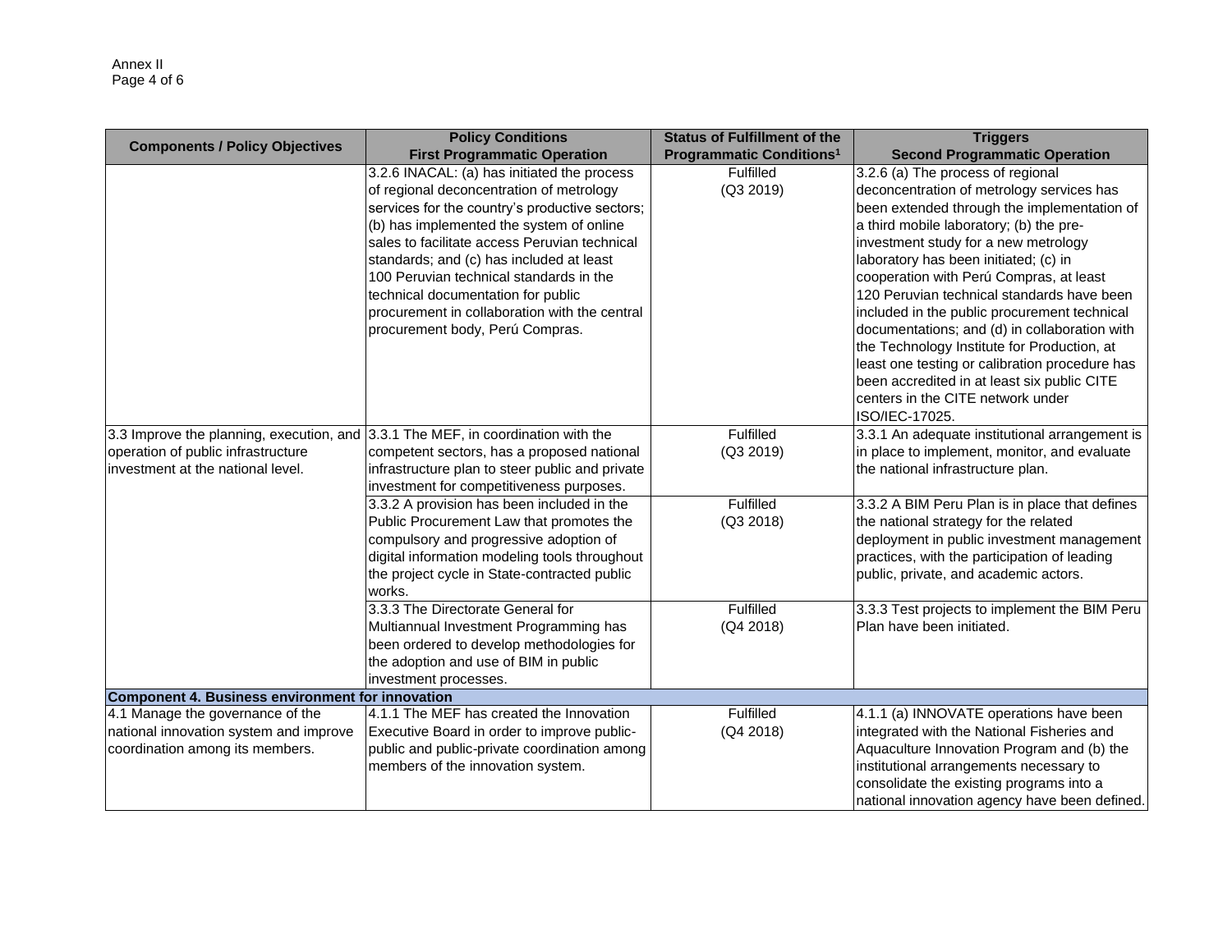| Components / Policy Objectives | Policy Conditions First Programmatic Operation | Status of Fulfillment of the Programmatic Conditions[1] | Triggers Second Programmatic Operation |
|---|---|---|---|
| | 3.2.6 INACAL: (a) has initiated the process of regional deconcentration of metrology services for the country's productive sectors; (b) has implemented the system of online sales to facilitate access Peruvian technical standards; and (c) has included at least 100 Peruvian technical standards in the technical documentation for public procurement in collaboration with the central procurement body, Perú Compras. | Fulfilled (Q3 2019) | 3.2.6 (a) The process of regional deconcentration of metrology services has been extended through the implementation of a third mobile laboratory; (b) the pre-investment study for a new metrology laboratory has been initiated; (c) in cooperation with Perú Compras, at least 120 Peruvian technical standards have been included in the public procurement technical documentations; and (d) in collaboration with the Technology Institute for Production, at least one testing or calibration procedure has been accredited in at least six public CITE centers in the CITE network under ISO/IEC-17025. |
| 3.3 Improve the planning, execution, and operation of public infrastructure investment at the national level. | 3.3.1 The MEF, in coordination with the competent sectors, has a proposed national infrastructure plan to steer public and private investment for competitiveness purposes. | Fulfilled (Q3 2019) | 3.3.1 An adequate institutional arrangement is in place to implement, monitor, and evaluate the national infrastructure plan. |
| | 3.3.2 A provision has been included in the Public Procurement Law that promotes the compulsory and progressive adoption of digital information modeling tools throughout the project cycle in State-contracted public works. | Fulfilled (Q3 2018) | 3.3.2 A BIM Peru Plan is in place that defines the national strategy for the related deployment in public investment management practices, with the participation of leading public, private, and academic actors. |
| | 3.3.3 The Directorate General for Multiannual Investment Programming has been ordered to develop methodologies for the adoption and use of BIM in public investment processes. | Fulfilled (Q4 2018) | 3.3.3 Test projects to implement the BIM Peru Plan have been initiated. |
| **Component 4. Business environment for innovation** | | | |
| 4.1 Manage the governance of the national innovation system and improve coordination among its members. | 4.1.1 The MEF has created the Innovation Executive Board in order to improve public-public and public-private coordination among members of the innovation system. | Fulfilled (Q4 2018) | 4.1.1 (a) INNOVATE operations have been integrated with the National Fisheries and Aquaculture Innovation Program and (b) the institutional arrangements necessary to consolidate the existing programs into a national innovation agency have been defined. |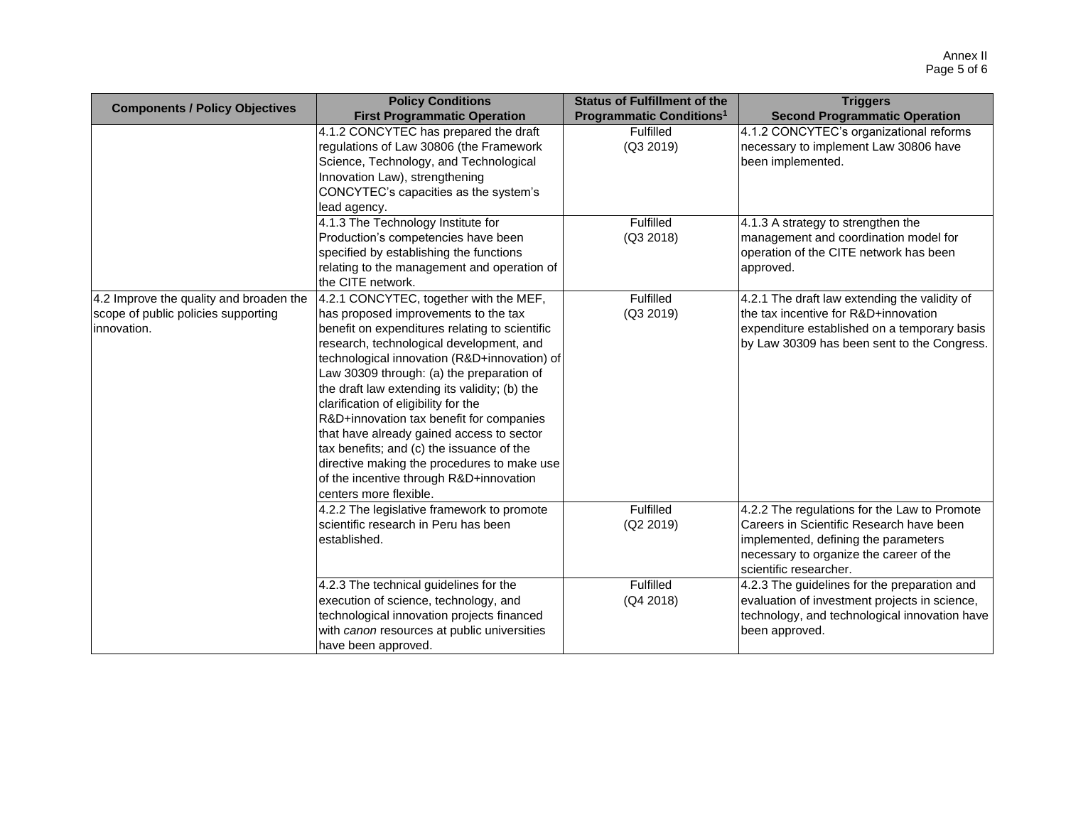| Components / Policy Objectives | Policy Conditions First Programmatic Operation | Status of Fulfillment of the Programmatic Conditions[1] | Triggers Second Programmatic Operation |
|---|---|---|---|
| | 4.1.2 CONCYTEC has prepared the draft regulations of Law 30806 (the Framework Science, Technology, and Technological Innovation Law), strengthening CONCYTEC's capacities as the system's lead agency. | Fulfilled (Q3 2019) | 4.1.2 CONCYTEC's organizational reforms necessary to implement Law 30806 have been implemented. |
| | 4.1.3 The Technology Institute for Production's competencies have been specified by establishing the functions relating to the management and operation of the CITE network. | Fulfilled (Q3 2018) | 4.1.3 A strategy to strengthen the management and coordination model for operation of the CITE network has been approved. |
| 4.2 Improve the quality and broaden the scope of public policies supporting innovation. | 4.2.1 CONCYTEC, together with the MEF, has proposed improvements to the tax benefit on expenditures relating to scientific research, technological development, and technological innovation (R&D+innovation) of Law 30309 through: (a) the preparation of the draft law extending its validity; (b) the clarification of eligibility for the R&D+innovation tax benefit for companies that have already gained access to sector tax benefits; and (c) the issuance of the directive making the procedures to make use of the incentive through R&D+innovation centers more flexible. | Fulfilled (Q3 2019) | 4.2.1 The draft law extending the validity of the tax incentive for R&D+innovation expenditure established on a temporary basis by Law 30309 has been sent to the Congress. |
| | 4.2.2 The legislative framework to promote scientific research in Peru has been established. | Fulfilled (Q2 2019) | 4.2.2 The regulations for the Law to Promote Careers in Scientific Research have been implemented, defining the parameters necessary to organize the career of the scientific researcher. |
| | 4.2.3 The technical guidelines for the execution of science, technology, and technological innovation projects financed with *canon* resources at public universities have been approved. | Fulfilled (Q4 2018) | 4.2.3 The guidelines for the preparation and evaluation of investment projects in science, technology, and technological innovation have been approved. |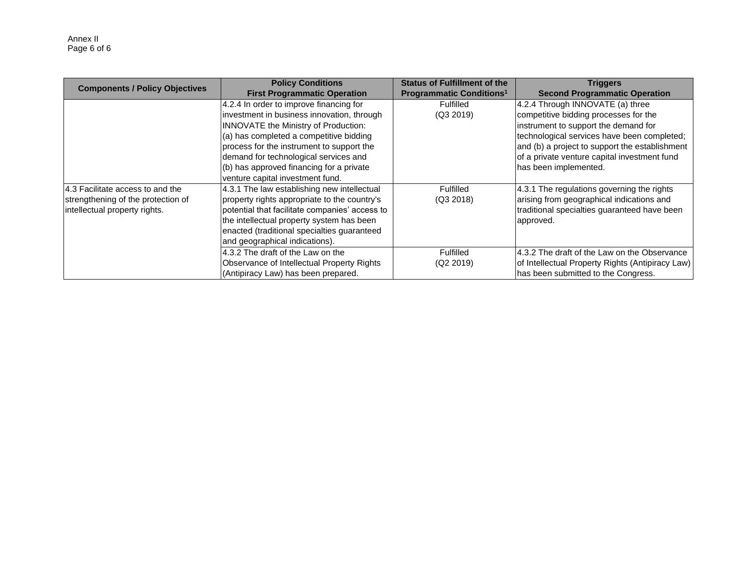| Components / Policy Objectives | Policy Conditions First Programmatic Operation | Status of Fulfillment of the Programmatic Conditions[1] | Triggers Second Programmatic Operation |
|---|---|---|---|
| | 4.2.4 In order to improve financing for investment in business innovation, through INNOVATE the Ministry of Production: (a) has completed a competitive bidding process for the instrument to support the demand for technological services and (b) has approved financing for a private venture capital investment fund. | Fulfilled (Q3 2019) | 4.2.4 Through INNOVATE (a) three competitive bidding processes for the instrument to support the demand for technological services have been completed; and (b) a project to support the establishment of a private venture capital investment fund has been implemented. |
| 4.3 Facilitate access to and the strengthening of the protection of intellectual property rights. | 4.3.1 The law establishing new intellectual property rights appropriate to the country's potential that facilitate companies' access to the intellectual property system has been enacted (traditional specialties guaranteed and geographical indications). | Fulfilled (Q3 2018) | 4.3.1 The regulations governing the rights arising from geographical indications and traditional specialties guaranteed have been approved. |
| | 4.3.2 The draft of the Law on the Observance of Intellectual Property Rights (Antipiracy Law) has been prepared. | Fulfilled (Q2 2019) | 4.3.2 The draft of the Law on the Observance of Intellectual Property Rights (Antipiracy Law) has been submitted to the Congress. |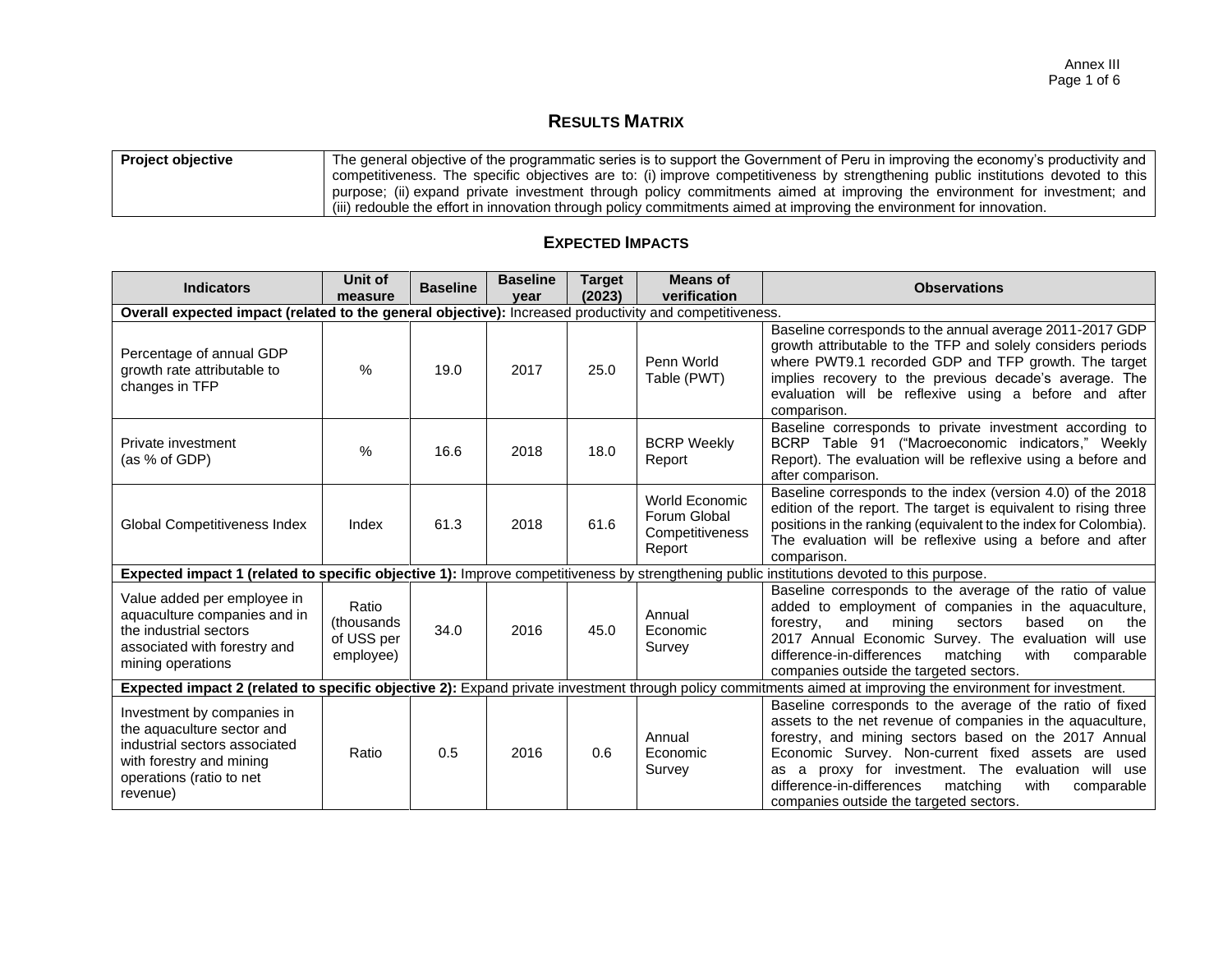# RESULTS MATRIX

| Project objective | The general objective of the programmatic series is to support the Government of Peru in improving the economy's productivity and competitiveness. The specific objectives are to: (i) improve competitiveness by strengthening public institutions devoted to this purpose; (ii) expand private investment through policy commitments aimed at improving the environment for investment; and (iii) redouble the effort in innovation through policy commitments aimed at improving the environment for innovation. |
|---|---|

## EXPECTED IMPACTS

| Indicators | Unit of measure | Baseline | Baseline year | Target (2023) | Means of verification | Observations |
|---|---|---|---|---|---|---|
| **Overall expected impact (related to the general objective):** Increased productivity and competitiveness. | | | | | | |
| Percentage of annual GDP growth rate attributable to changes in TFP | % | 19.0 | 2017 | 25.0 | Penn World Table (PWT) | Baseline corresponds to the annual average 2011-2017 GDP growth attributable to the TFP and solely considers periods where PWT9.1 recorded GDP and TFP growth. The target implies recovery to the previous decade's average. The evaluation will be reflexive using a before and after comparison. |
| Private investment (as % of GDP) | % | 16.6 | 2018 | 18.0 | BCRP Weekly Report | Baseline corresponds to private investment according to BCRP Table 91 ("Macroeconomic indicators," Weekly Report). The evaluation will be reflexive using a before and after comparison. |
| Global Competitiveness Index | Index | 61.3 | 2018 | 61.6 | World Economic Forum Global Competitiveness Report | Baseline corresponds to the index (version 4.0) of the 2018 edition of the report. The target is equivalent to rising three positions in the ranking (equivalent to the index for Colombia). The evaluation will be reflexive using a before and after comparison. |
| **Expected impact 1 (related to specific objective 1):** Improve competitiveness by strengthening public institutions devoted to this purpose. | | | | | | |
| Value added per employee in aquaculture companies and in the industrial sectors associated with forestry and mining operations | Ratio (thousands of US$ per employee) | 34.0 | 2016 | 45.0 | Annual Economic Survey | Baseline corresponds to the average of the ratio of value added to employment of companies in the aquaculture, forestry, and mining sectors based on the 2017 Annual Economic Survey. The evaluation will use difference-in-differences matching with comparable companies outside the targeted sectors. |
| **Expected impact 2 (related to specific objective 2):** Expand private investment through policy commitments aimed at improving the environment for investment. | | | | | | |
| Investment by companies in the aquaculture sector and industrial sectors associated with forestry and mining operations (ratio to net revenue) | Ratio | 0.5 | 2016 | 0.6 | Annual Economic Survey | Baseline corresponds to the average of the ratio of fixed assets to the net revenue of companies in the aquaculture, forestry, and mining sectors based on the 2017 Annual Economic Survey. Non-current fixed assets are used as a proxy for investment. The evaluation will use difference-in-differences matching with comparable companies outside the targeted sectors. |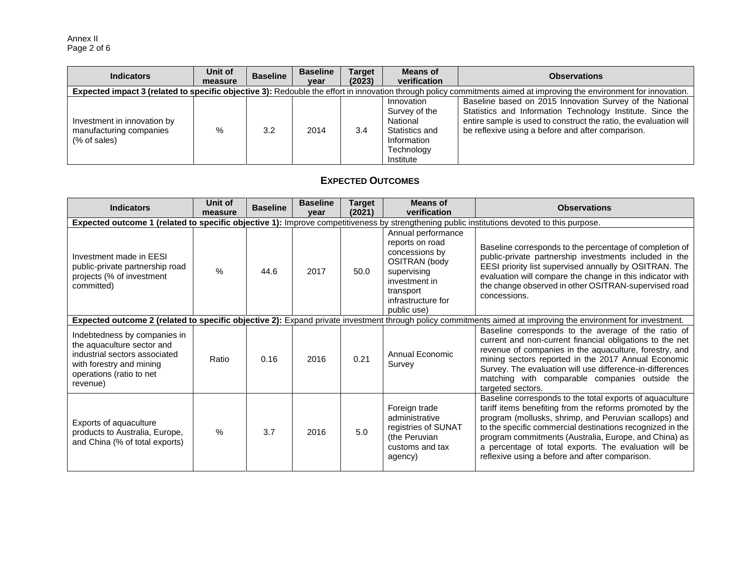| Indicators | Unit of measure | Baseline | Baseline year | Target (2023) | Means of verification | Observations |
|---|---|---|---|---|---|---|
| **Expected impact 3 (related to specific objective 3):** Redouble the effort in innovation through policy commitments aimed at improving the environment for innovation. | | | | | | |
| Investment in innovation by manufacturing companies (% of sales) | % | 3.2 | 2014 | 3.4 | Innovation Survey of the National Statistics and Information Technology Institute | Baseline based on 2015 Innovation Survey of the National Statistics and Information Technology Institute. Since the entire sample is used to construct the ratio, the evaluation will be reflexive using a before and after comparison. |

## Expected Outcomes

| Indicators | Unit of measure | Baseline | Baseline year | Target (2021) | Means of verification | Observations |
|---|---|---|---|---|---|---|
| **Expected outcome 1 (related to specific objective 1):** Improve competitiveness by strengthening public institutions devoted to this purpose. | | | | | | |
| Investment made in EESI public-private partnership road projects (% of investment committed) | % | 44.6 | 2017 | 50.0 | Annual performance reports on road concessions by OSITRAN (body supervising investment in transport infrastructure for public use) | Baseline corresponds to the percentage of completion of public-private partnership investments included in the EESI priority list supervised annually by OSITRAN. The evaluation will compare the change in this indicator with the change observed in other OSITRAN-supervised road concessions. |
| **Expected outcome 2 (related to specific objective 2):** Expand private investment through policy commitments aimed at improving the environment for investment. | | | | | | |
| Indebtedness by companies in the aquaculture sector and industrial sectors associated with forestry and mining operations (ratio to net revenue) | Ratio | 0.16 | 2016 | 0.21 | Annual Economic Survey | Baseline corresponds to the average of the ratio of current and non-current financial obligations to the net revenue of companies in the aquaculture, forestry, and mining sectors reported in the 2017 Annual Economic Survey. The evaluation will use difference-in-differences matching with comparable companies outside the targeted sectors. |
| Exports of aquaculture products to Australia, Europe, and China (% of total exports) | % | 3.7 | 2016 | 5.0 | Foreign trade administrative registries of SUNAT (the Peruvian customs and tax agency) | Baseline corresponds to the total exports of aquaculture tariff items benefiting from the reforms promoted by the program (mollusks, shrimp, and Peruvian scallops) and to the specific commercial destinations recognized in the program commitments (Australia, Europe, and China) as a percentage of total exports. The evaluation will be reflexive using a before and after comparison. |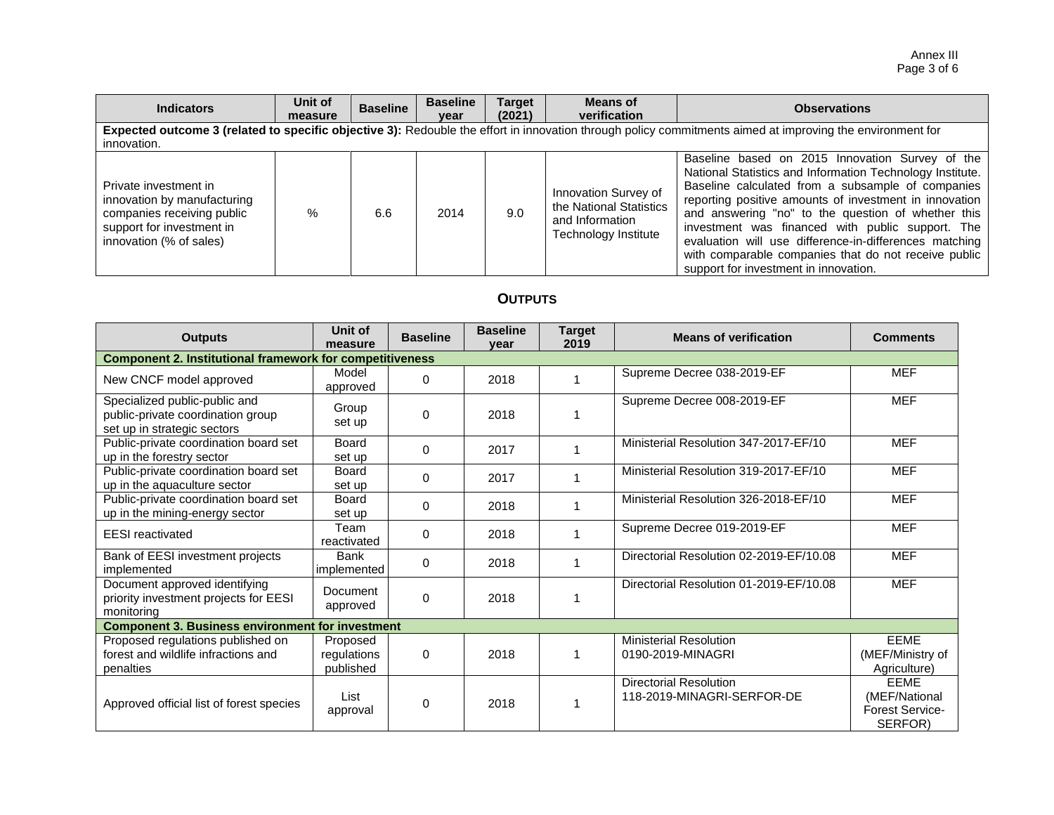| Indicators | Unit of measure | Baseline | Baseline year | Target (2021) | Means of verification | Observations |
|---|---|---|---|---|---|---|
| **Expected outcome 3 (related to specific objective 3):** Redouble the effort in innovation through policy commitments aimed at improving the environment for innovation. | | | | | | |
| Private investment in innovation by manufacturing companies receiving public support for investment in innovation (% of sales) | % | 6.6 | 2014 | 9.0 | Innovation Survey of the National Statistics and Information Technology Institute | Baseline based on 2015 Innovation Survey of the National Statistics and Information Technology Institute. Baseline calculated from a subsample of companies reporting positive amounts of investment in innovation and answering "no" to the question of whether this investment was financed with public support. The evaluation will use difference-in-differences matching with comparable companies that do not receive public support for investment in innovation. |

## OUTPUTS

| Outputs | Unit of measure | Baseline | Baseline year | Target 2019 | Means of verification | Comments |
|---|---|---|---|---|---|---|
| **Component 2. Institutional framework for competitiveness** | | | | | | |
| New CNCF model approved | Model approved | 0 | 2018 | 1 | Supreme Decree 038-2019-EF | MEF |
| Specialized public-public and public-private coordination group set up in strategic sectors | Group set up | 0 | 2018 | 1 | Supreme Decree 008-2019-EF | MEF |
| Public-private coordination board set up in the forestry sector | Board set up | 0 | 2017 | 1 | Ministerial Resolution 347-2017-EF/10 | MEF |
| Public-private coordination board set up in the aquaculture sector | Board set up | 0 | 2017 | 1 | Ministerial Resolution 319-2017-EF/10 | MEF |
| Public-private coordination board set up in the mining-energy sector | Board set up | 0 | 2018 | 1 | Ministerial Resolution 326-2018-EF/10 | MEF |
| EESI reactivated | Team reactivated | 0 | 2018 | 1 | Supreme Decree 019-2019-EF | MEF |
| Bank of EESI investment projects implemented | Bank implemented | 0 | 2018 | 1 | Directorial Resolution 02-2019-EF/10.08 | MEF |
| Document approved identifying priority investment projects for EESI monitoring | Document approved | 0 | 2018 | 1 | Directorial Resolution 01-2019-EF/10.08 | MEF |
| **Component 3. Business environment for investment** | | | | | | |
| Proposed regulations published on forest and wildlife infractions and penalties | Proposed regulations published | 0 | 2018 | 1 | Ministerial Resolution 0190-2019-MINAGRI | EEME (MEF/Ministry of Agriculture) |
| Approved official list of forest species | List approval | 0 | 2018 | 1 | Directorial Resolution 118-2019-MINAGRI-SERFOR-DE | EEME (MEF/National Forest Service-SERFOR) |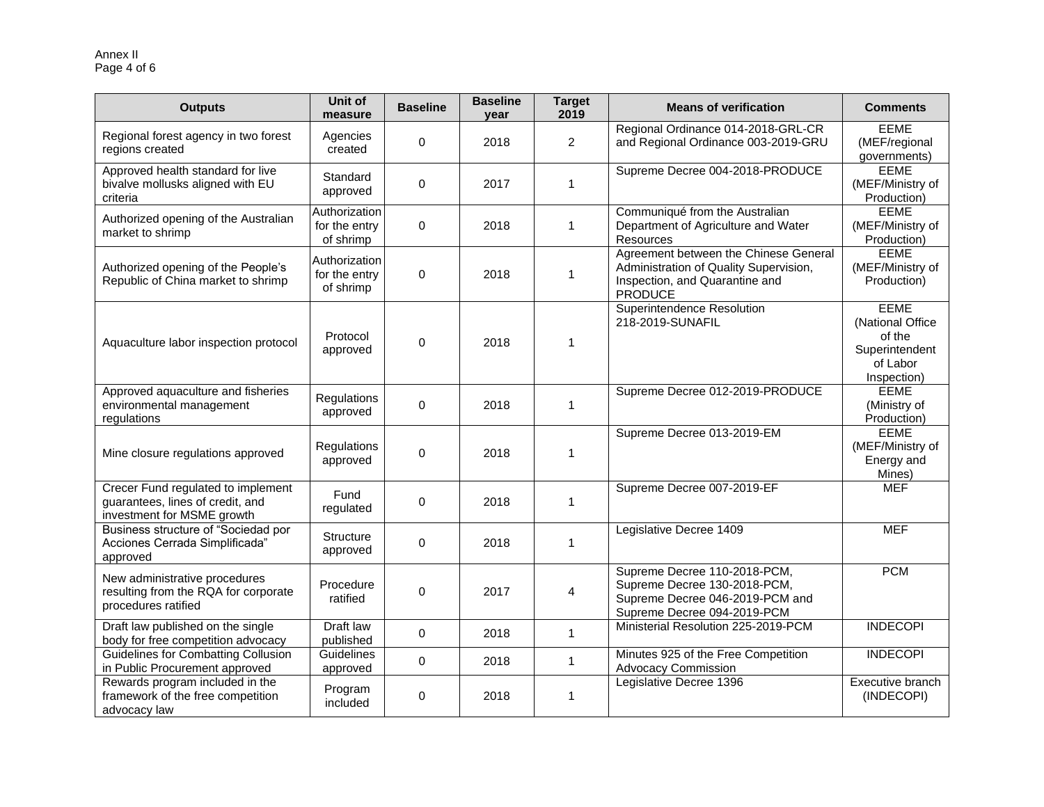| Outputs | Unit of measure | Baseline | Baseline year | Target 2019 | Means of verification | Comments |
|---|---|---|---|---|---|---|
| Regional forest agency in two forest regions created | Agencies created | 0 | 2018 | 2 | Regional Ordinance 014-2018-GRL-CR and Regional Ordinance 003-2019-GRU | EEME (MEF/regional governments) |
| Approved health standard for live bivalve mollusks aligned with EU criteria | Standard approved | 0 | 2017 | 1 | Supreme Decree 004-2018-PRODUCE | EEME (MEF/Ministry of Production) |
| Authorized opening of the Australian market to shrimp | Authorization for the entry of shrimp | 0 | 2018 | 1 | Communiqué from the Australian Department of Agriculture and Water Resources | EEME (MEF/Ministry of Production) |
| Authorized opening of the People's Republic of China market to shrimp | Authorization for the entry of shrimp | 0 | 2018 | 1 | Agreement between the Chinese General Administration of Quality Supervision, Inspection, and Quarantine and PRODUCE | EEME (MEF/Ministry of Production) |
| Aquaculture labor inspection protocol | Protocol approved | 0 | 2018 | 1 | Superintendence Resolution 218-2019-SUNAFIL | EEME (National Office of the Superintendent of Labor Inspection) |
| Approved aquaculture and fisheries environmental management regulations | Regulations approved | 0 | 2018 | 1 | Supreme Decree 012-2019-PRODUCE | EEME (Ministry of Production) |
| Mine closure regulations approved | Regulations approved | 0 | 2018 | 1 | Supreme Decree 013-2019-EM | EEME (MEF/Ministry of Energy and Mines) |
| Crecer Fund regulated to implement guarantees, lines of credit, and investment for MSME growth | Fund regulated | 0 | 2018 | 1 | Supreme Decree 007-2019-EF | MEF |
| Business structure of "Sociedad por Acciones Cerrada Simplificada" approved | Structure approved | 0 | 2018 | 1 | Legislative Decree 1409 | MEF |
| New administrative procedures resulting from the RQA for corporate procedures ratified | Procedure ratified | 0 | 2017 | 4 | Supreme Decree 110-2018-PCM, Supreme Decree 130-2018-PCM, Supreme Decree 046-2019-PCM and Supreme Decree 094-2019-PCM | PCM |
| Draft law published on the single body for free competition advocacy | Draft law published | 0 | 2018 | 1 | Ministerial Resolution 225-2019-PCM | INDECOPI |
| Guidelines for Combatting Collusion in Public Procurement approved | Guidelines approved | 0 | 2018 | 1 | Minutes 925 of the Free Competition Advocacy Commission | INDECOPI |
| Rewards program included in the framework of the free competition advocacy law | Program included | 0 | 2018 | 1 | Legislative Decree 1396 | Executive branch (INDECOPI) |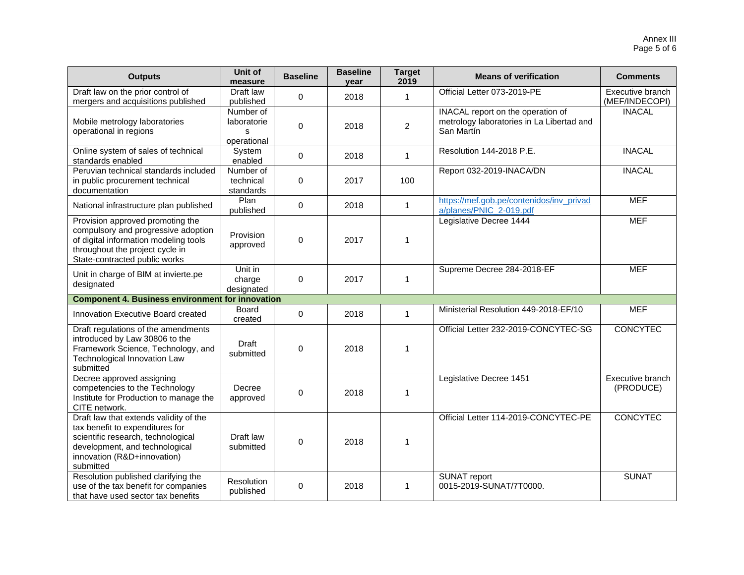| Outputs | Unit of measure | Baseline | Baseline year | Target 2019 | Means of verification | Comments |
|---|---|---|---|---|---|---|
| Draft law on the prior control of mergers and acquisitions published | Draft law published | 0 | 2018 | 1 | Official Letter 073-2019-PE | Executive branch (MEF/INDECOPI) |
| Mobile metrology laboratories operational in regions | Number of laboratories operational | 0 | 2018 | 2 | INACAL report on the operation of metrology laboratories in La Libertad and San Martín | INACAL |
| Online system of sales of technical standards enabled | System enabled | 0 | 2018 | 1 | Resolution 144-2018 P.E. | INACAL |
| Peruvian technical standards included in public procurement technical documentation | Number of technical standards | 0 | 2017 | 100 | Report 032-2019-INACA/DN | INACAL |
| National infrastructure plan published | Plan published | 0 | 2018 | 1 | https://mef.gob.pe/contenidos/inv_privada/planes/PNIC_2-019.pdf | MEF |
| Provision approved promoting the compulsory and progressive adoption of digital information modeling tools throughout the project cycle in State-contracted public works | Provision approved | 0 | 2017 | 1 | Legislative Decree 1444 | MEF |
| Unit in charge of BIM at invierte.pe designated | Unit in charge designated | 0 | 2017 | 1 | Supreme Decree 284-2018-EF | MEF |
| **Component 4. Business environment for innovation** | | | | | | |
| Innovation Executive Board created | Board created | 0 | 2018 | 1 | Ministerial Resolution 449-2018-EF/10 | MEF |
| Draft regulations of the amendments introduced by Law 30806 to the Framework Science, Technology, and Technological Innovation Law submitted | Draft submitted | 0 | 2018 | 1 | Official Letter 232-2019-CONCYTEC-SG | CONCYTEC |
| Decree approved assigning competencies to the Technology Institute for Production to manage the CITE network. | Decree approved | 0 | 2018 | 1 | Legislative Decree 1451 | Executive branch (PRODUCE) |
| Draft law that extends validity of the tax benefit to expenditures for scientific research, technological development, and technological innovation (R&D+innovation) submitted | Draft law submitted | 0 | 2018 | 1 | Official Letter 114-2019-CONCYTEC-PE | CONCYTEC |
| Resolution published clarifying the use of the tax benefit for companies that have used sector tax benefits | Resolution published | 0 | 2018 | 1 | SUNAT report 0015-2019-SUNAT/7T0000. | SUNAT |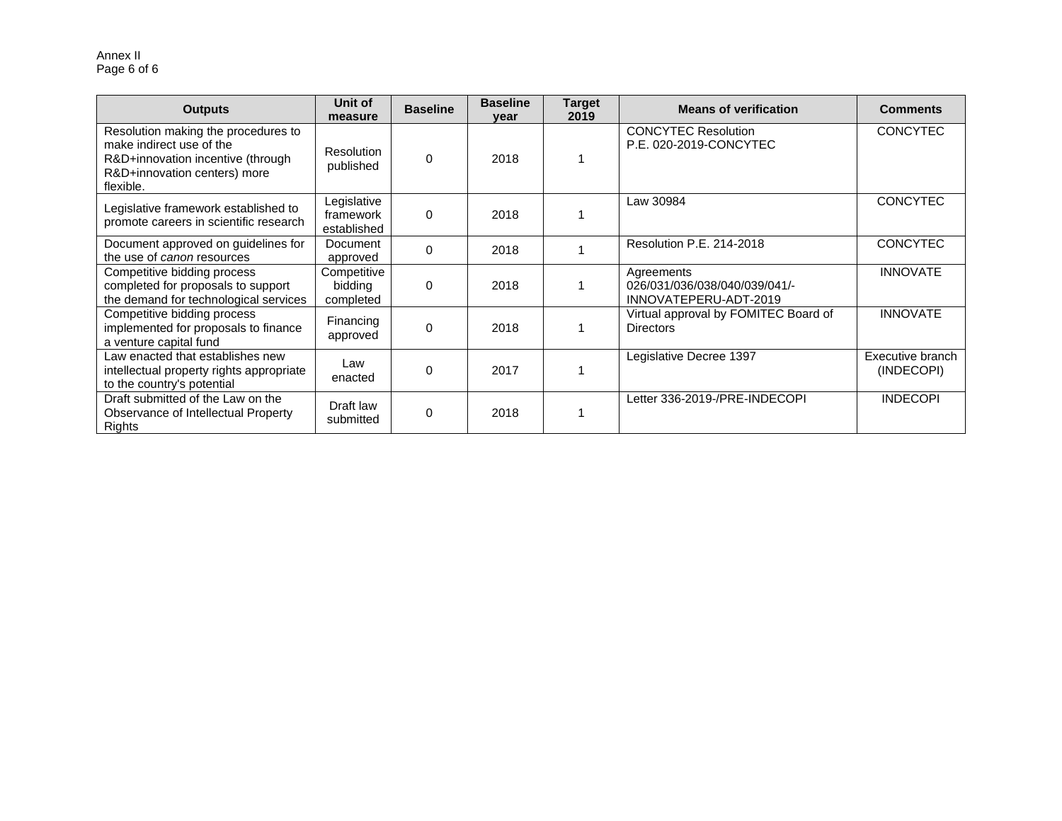| Outputs | Unit of measure | Baseline | Baseline year | Target 2019 | Means of verification | Comments |
| --- | --- | --- | --- | --- | --- | --- |
| Resolution making the procedures to make indirect use of the R&D+innovation incentive (through R&D+innovation centers) more flexible. | Resolution published | 0 | 2018 | 1 | CONCYTEC Resolution P.E. 020-2019-CONCYTEC | CONCYTEC |
| Legislative framework established to promote careers in scientific research | Legislative framework established | 0 | 2018 | 1 | Law 30984 | CONCYTEC |
| Document approved on guidelines for the use of *canon* resources | Document approved | 0 | 2018 | 1 | Resolution P.E. 214-2018 | CONCYTEC |
| Competitive bidding process completed for proposals to support the demand for technological services | Competitive bidding completed | 0 | 2018 | 1 | Agreements 026/031/036/038/040/039/041/-INNOVATEPERU-ADT-2019 | INNOVATE |
| Competitive bidding process implemented for proposals to finance a venture capital fund | Financing approved | 0 | 2018 | 1 | Virtual approval by FOMITEC Board of Directors | INNOVATE |
| Law enacted that establishes new intellectual property rights appropriate to the country's potential | Law enacted | 0 | 2017 | 1 | Legislative Decree 1397 | Executive branch (INDECOPI) |
| Draft submitted of the Law on the Observance of Intellectual Property Rights | Draft law submitted | 0 | 2018 | 1 | Letter 336-2019-/PRE-INDECOPI | INDECOPI |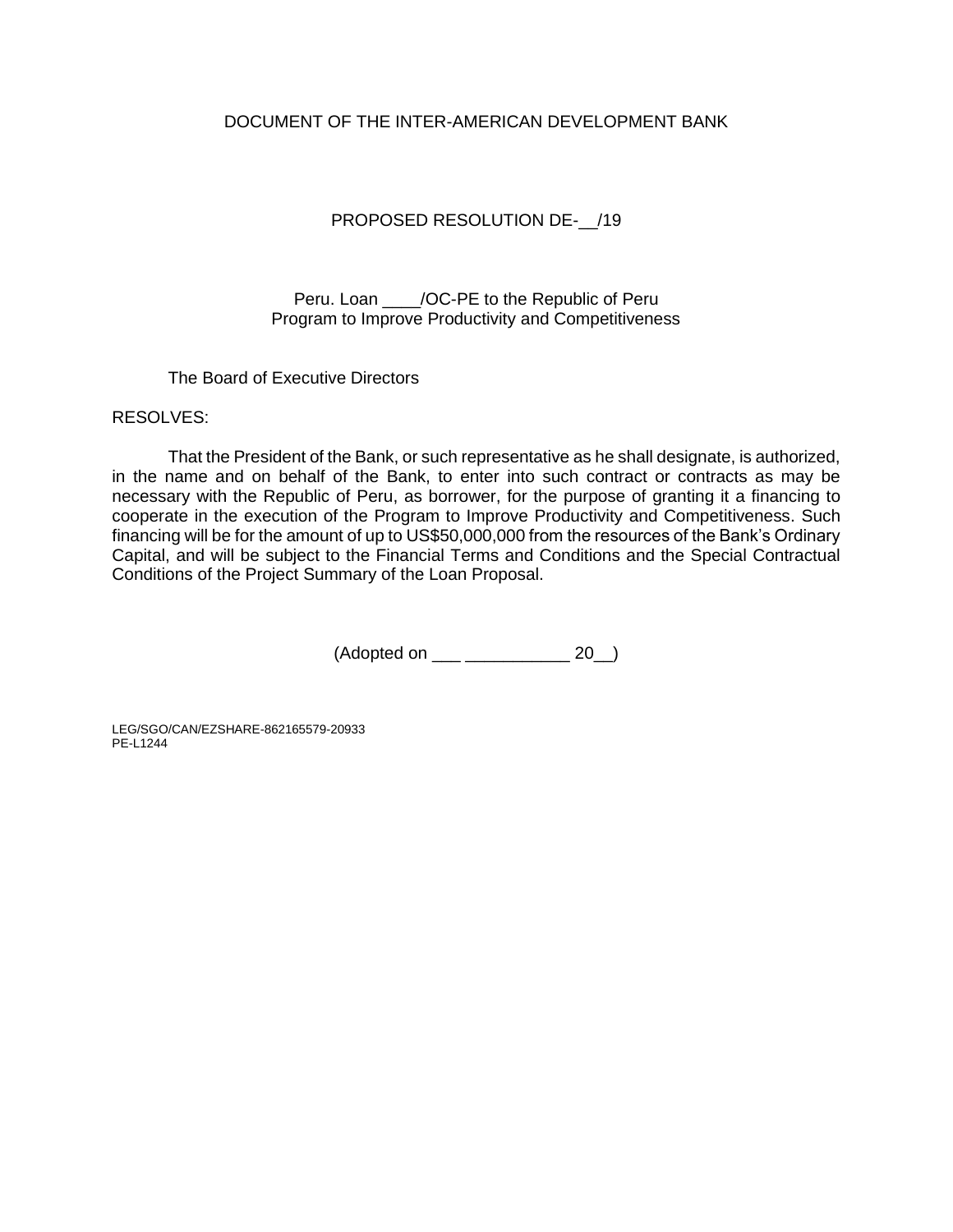DOCUMENT OF THE INTER-AMERICAN DEVELOPMENT BANK

PROPOSED RESOLUTION DE-__/19

Peru. Loan ____/OC-PE to the Republic of Peru
Program to Improve Productivity and Competitiveness

The Board of Executive Directors

RESOLVES:

That the President of the Bank, or such representative as he shall designate, is authorized, in the name and on behalf of the Bank, to enter into such contract or contracts as may be necessary with the Republic of Peru, as borrower, for the purpose of granting it a financing to cooperate in the execution of the Program to Improve Productivity and Competitiveness. Such financing will be for the amount of up to US$50,000,000 from the resources of the Bank's Ordinary Capital, and will be subject to the Financial Terms and Conditions and the Special Contractual Conditions of the Project Summary of the Loan Proposal.

(Adopted on ___ ___________ 20__)

LEG/SGO/CAN/EZSHARE-862165579-20933
PE-L1244